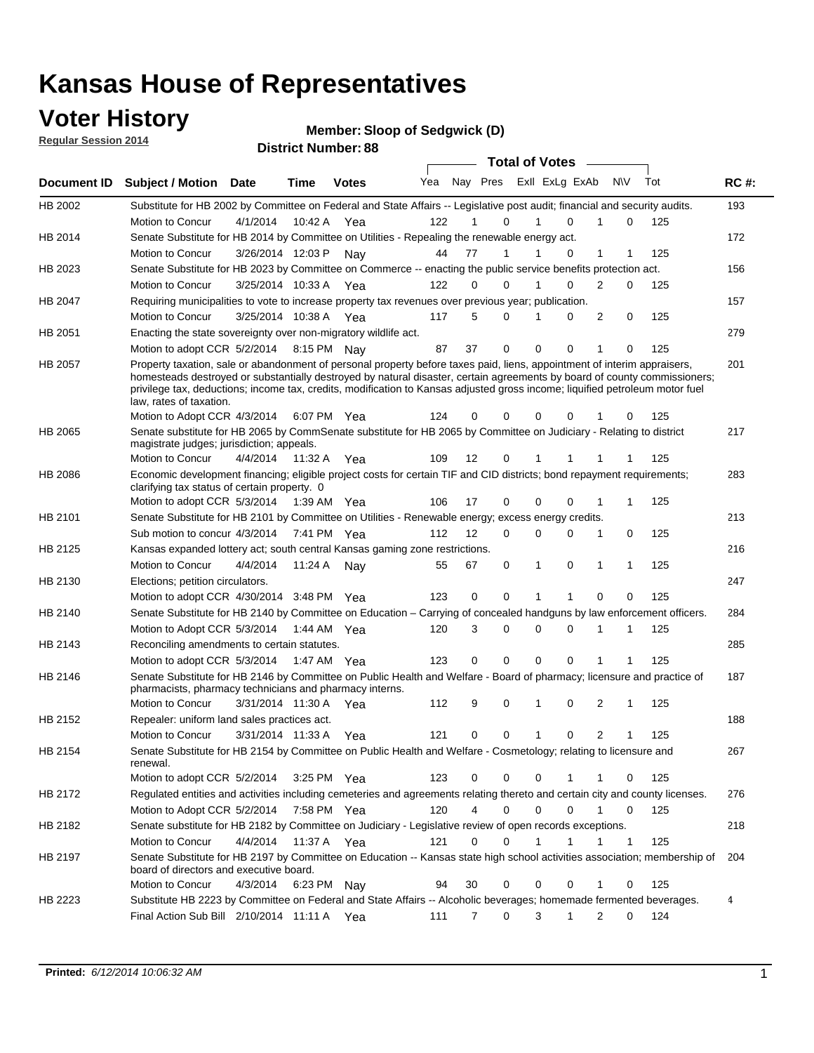# Kansas House of Representatives

## Voter History

**Regular Session 2014**

**Member: Sloop of Sedgwick (D)**

**District Number: 88**

| Document ID | Subject / Motion | Date | Time | Votes | Yea | Nay | Pres | ExII | ExLg | ExAb | N\V | Tot | RC #: |
|---|---|---|---|---|---|---|---|---|---|---|---|---|---|
| HB 2002 | Substitute for HB 2002 by Committee on Federal and State Affairs -- Legislative post audit; financial and security audits. | | | | | | | | | | | | 193 |
| | Motion to Concur | 4/1/2014 | 10:42 A | Yea | 122 | 1 | 0 | 1 | 0 | 1 | 0 | 125 | |
| HB 2014 | Senate Substitute for HB 2014 by Committee on Utilities - Repealing the renewable energy act. | | | | | | | | | | | | 172 |
| | Motion to Concur | 3/26/2014 | 12:03 P | Nay | 44 | 77 | 1 | 1 | 0 | 1 | 1 | 125 | |
| HB 2023 | Senate Substitute for HB 2023 by Committee on Commerce -- enacting the public service benefits protection act. | | | | | | | | | | | | 156 |
| | Motion to Concur | 3/25/2014 | 10:33 A | Yea | 122 | 0 | 0 | 1 | 0 | 2 | 0 | 125 | |
| HB 2047 | Requiring municipalities to vote to increase property tax revenues over previous year; publication. | | | | | | | | | | | | 157 |
| | Motion to Concur | 3/25/2014 | 10:38 A | Yea | 117 | 5 | 0 | 1 | 0 | 2 | 0 | 125 | |
| HB 2051 | Enacting the state sovereignty over non-migratory wildlife act. | | | | | | | | | | | | 279 |
| | Motion to adopt CCR | 5/2/2014 | 8:15 PM | Nay | 87 | 37 | 0 | 0 | 0 | 1 | 0 | 125 | |
| HB 2057 | Property taxation, sale or abandonment of personal property before taxes paid, liens, appointment of interim appraisers, homesteads destroyed or substantially destroyed by natural disaster, certain agreements by board of county commissioners; privilege tax, deductions; income tax, credits, modification to Kansas adjusted gross income; liquified petroleum motor fuel law, rates of taxation. | | | | | | | | | | | | 201 |
| | Motion to Adopt CCR | 4/3/2014 | 6:07 PM | Yea | 124 | 0 | 0 | 0 | 0 | 1 | 0 | 125 | |
| HB 2065 | Senate substitute for HB 2065 by CommSenate substitute for HB 2065 by Committee on Judiciary - Relating to district magistrate judges; jurisdiction; appeals. | | | | | | | | | | | | 217 |
| | Motion to Concur | 4/4/2014 | 11:32 A | Yea | 109 | 12 | 0 | 1 | 1 | 1 | 1 | 125 | |
| HB 2086 | Economic development financing; eligible project costs for certain TIF and CID districts; bond repayment requirements; clarifying tax status of certain property. 0 | | | | | | | | | | | | 283 |
| | Motion to adopt CCR | 5/3/2014 | 1:39 AM | Yea | 106 | 17 | 0 | 0 | 0 | 1 | 1 | 125 | |
| HB 2101 | Senate Substitute for HB 2101 by Committee on Utilities - Renewable energy; excess energy credits. | | | | | | | | | | | | 213 |
| | Sub motion to concur | 4/3/2014 | 7:41 PM | Yea | 112 | 12 | 0 | 0 | 0 | 1 | 0 | 125 | |
| HB 2125 | Kansas expanded lottery act; south central Kansas gaming zone restrictions. | | | | | | | | | | | | 216 |
| | Motion to Concur | 4/4/2014 | 11:24 A | Nay | 55 | 67 | 0 | 1 | 0 | 1 | 1 | 125 | |
| HB 2130 | Elections; petition circulators. | | | | | | | | | | | | 247 |
| | Motion to adopt CCR | 4/30/2014 | 3:48 PM | Yea | 123 | 0 | 0 | 1 | 1 | 0 | 0 | 125 | |
| HB 2140 | Senate Substitute for HB 2140 by Committee on Education – Carrying of concealed handguns by law enforcement officers. | | | | | | | | | | | | 284 |
| | Motion to Adopt CCR | 5/3/2014 | 1:44 AM | Yea | 120 | 3 | 0 | 0 | 0 | 1 | 1 | 125 | |
| HB 2143 | Reconciling amendments to certain statutes. | | | | | | | | | | | | 285 |
| | Motion to adopt CCR | 5/3/2014 | 1:47 AM | Yea | 123 | 0 | 0 | 0 | 0 | 1 | 1 | 125 | |
| HB 2146 | Senate Substitute for HB 2146 by Committee on Public Health and Welfare - Board of pharmacy; licensure and practice of pharmacists, pharmacy technicians and pharmacy interns. | | | | | | | | | | | | 187 |
| | Motion to Concur | 3/31/2014 | 11:30 A | Yea | 112 | 9 | 0 | 1 | 0 | 2 | 1 | 125 | |
| HB 2152 | Repealer: uniform land sales practices act. | | | | | | | | | | | | 188 |
| | Motion to Concur | 3/31/2014 | 11:33 A | Yea | 121 | 0 | 0 | 1 | 0 | 2 | 1 | 125 | |
| HB 2154 | Senate Substitute for HB 2154 by Committee on Public Health and Welfare - Cosmetology; relating to licensure and renewal. | | | | | | | | | | | | 267 |
| | Motion to adopt CCR | 5/2/2014 | 3:25 PM | Yea | 123 | 0 | 0 | 0 | 1 | 1 | 0 | 125 | |
| HB 2172 | Regulated entities and activities including cemeteries and agreements relating thereto and certain city and county licenses. | | | | | | | | | | | | 276 |
| | Motion to Adopt CCR | 5/2/2014 | 7:58 PM | Yea | 120 | 4 | 0 | 0 | 0 | 1 | 0 | 125 | |
| HB 2182 | Senate substitute for HB 2182 by Committee on Judiciary - Legislative review of open records exceptions. | | | | | | | | | | | | 218 |
| | Motion to Concur | 4/4/2014 | 11:37 A | Yea | 121 | 0 | 0 | 1 | 1 | 1 | 1 | 125 | |
| HB 2197 | Senate Substitute for HB 2197 by Committee on Education -- Kansas state high school activities association; membership of board of directors and executive board. | | | | | | | | | | | | 204 |
| | Motion to Concur | 4/3/2014 | 6:23 PM | Nay | 94 | 30 | 0 | 0 | 0 | 1 | 0 | 125 | |
| HB 2223 | Substitute HB 2223 by Committee on Federal and State Affairs -- Alcoholic beverages; homemade fermented beverages. | | | | | | | | | | | | 4 |
| | Final Action Sub Bill | 2/10/2014 | 11:11 A | Yea | 111 | 7 | 0 | 3 | 1 | 2 | 0 | 124 | |

**Printed:** *6/12/2014 10:06:32 AM*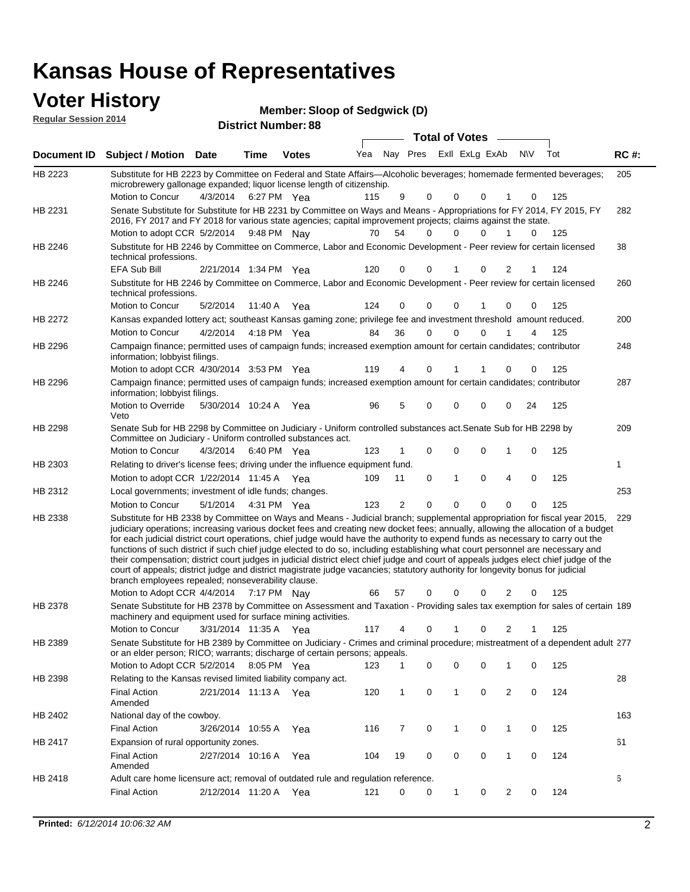# Kansas House of Representatives

## Voter History

**Regular Session 2014**

**Member: Sloop of Sedgwick (D)**

**District Number: 88**

| Document ID | Subject / Motion | Date | Time | Votes | Yea | Nay | Pres | ExlI | ExLg | ExAb | N\V | Tot | RC #: |
|---|---|---|---|---|---|---|---|---|---|---|---|---|---|
| HB 2223 | Substitute for HB 2223 by Committee on Federal and State Affairs—Alcoholic beverages; homemade fermented beverages; microbrewery gallonage expanded; liquor license length of citizenship. | | | | | | | | | | | | 205 |
| | Motion to Concur | 4/3/2014 | 6:27 PM | Yea | 115 | 9 | 0 | 0 | 0 | 1 | 0 | 125 | |
| HB 2231 | Senate Substitute for Substitute for HB 2231 by Committee on Ways and Means - Appropriations for FY 2014, FY 2015, FY 2016, FY 2017 and FY 2018 for various state agencies; capital improvement projects; claims against the state. | | | | | | | | | | | | 282 |
| | Motion to adopt CCR | 5/2/2014 | 9:48 PM | Nay | 70 | 54 | 0 | 0 | 0 | 1 | 0 | 125 | |
| HB 2246 | Substitute for HB 2246 by Committee on Commerce, Labor and Economic Development - Peer review for certain licensed technical professions. | | | | | | | | | | | | 38 |
| | EFA Sub Bill | 2/21/2014 | 1:34 PM | Yea | 120 | 0 | 0 | 1 | 0 | 2 | 1 | 124 | |
| HB 2246 | Substitute for HB 2246 by Committee on Commerce, Labor and Economic Development - Peer review for certain licensed technical professions. | | | | | | | | | | | | 260 |
| | Motion to Concur | 5/2/2014 | 11:40 A | Yea | 124 | 0 | 0 | 0 | 1 | 0 | 0 | 125 | |
| HB 2272 | Kansas expanded lottery act; southeast Kansas gaming zone; privilege fee and investment threshold amount reduced. | | | | | | | | | | | | 200 |
| | Motion to Concur | 4/2/2014 | 4:18 PM | Yea | 84 | 36 | 0 | 0 | 0 | 1 | 4 | 125 | |
| HB 2296 | Campaign finance; permitted uses of campaign funds; increased exemption amount for certain candidates; contributor information; lobbyist filings. | | | | | | | | | | | | 248 |
| | Motion to adopt CCR | 4/30/2014 | 3:53 PM | Yea | 119 | 4 | 0 | 1 | 1 | 0 | 0 | 125 | |
| HB 2296 | Campaign finance; permitted uses of campaign funds; increased exemption amount for certain candidates; contributor information; lobbyist filings. | | | | | | | | | | | | 287 |
| | Motion to Override Veto | 5/30/2014 | 10:24 A | Yea | 96 | 5 | 0 | 0 | 0 | 0 | 24 | 125 | |
| HB 2298 | Senate Sub for HB 2298 by Committee on Judiciary - Uniform controlled substances act.Senate Sub for HB 2298 by Committee on Judiciary - Uniform controlled substances act. | | | | | | | | | | | | 209 |
| | Motion to Concur | 4/3/2014 | 6:40 PM | Yea | 123 | 1 | 0 | 0 | 0 | 1 | 0 | 125 | |
| HB 2303 | Relating to driver's license fees; driving under the influence equipment fund. | | | | | | | | | | | | 1 |
| | Motion to adopt CCR | 1/22/2014 | 11:45 A | Yea | 109 | 11 | 0 | 1 | 0 | 4 | 0 | 125 | |
| HB 2312 | Local governments; investment of idle funds; changes. | | | | | | | | | | | | 253 |
| | Motion to Concur | 5/1/2014 | 4:31 PM | Yea | 123 | 2 | 0 | 0 | 0 | 0 | 0 | 125 | |
| HB 2338 | Substitute for HB 2338 by Committee on Ways and Means - Judicial branch; supplemental appropriation for fiscal year 2015, judiciary operations; increasing various docket fees and creating new docket fees; annually, allowing the allocation of a budget for each judicial district court operations, chief judge would have the authority to expend funds as necessary to carry out the functions of such district if such chief judge elected to do so, including establishing what court personnel are necessary and their compensation; district court judges in judicial district elect chief judge and court of appeals judges elect chief judge of the court of appeals; district judge and district magistrate judge vacancies; statutory authority for longevity bonus for judicial branch employees repealed; nonseverability clause. | | | | | | | | | | | | 229 |
| | Motion to Adopt CCR | 4/4/2014 | 7:17 PM | Nay | 66 | 57 | 0 | 0 | 0 | 2 | 0 | 125 | |
| HB 2378 | Senate Substitute for HB 2378 by Committee on Assessment and Taxation - Providing sales tax exemption for sales of certain machinery and equipment used for surface mining activities. | | | | | | | | | | | | 189 |
| | Motion to Concur | 3/31/2014 | 11:35 A | Yea | 117 | 4 | 0 | 1 | 0 | 2 | 1 | 125 | |
| HB 2389 | Senate Substitute for HB 2389 by Committee on Judiciary - Crimes and criminal procedure; mistreatment of a dependent adult or an elder person; RICO; warrants; discharge of certain persons; appeals. | | | | | | | | | | | | 277 |
| | Motion to Adopt CCR | 5/2/2014 | 8:05 PM | Yea | 123 | 1 | 0 | 0 | 0 | 1 | 0 | 125 | |
| HB 2398 | Relating to the Kansas revised limited liability company act. | | | | | | | | | | | | 28 |
| | Final Action Amended | 2/21/2014 | 11:13 A | Yea | 120 | 1 | 0 | 1 | 0 | 2 | 0 | 124 | |
| HB 2402 | National day of the cowboy. | | | | | | | | | | | | 163 |
| | Final Action | 3/26/2014 | 10:55 A | Yea | 116 | 7 | 0 | 1 | 0 | 1 | 0 | 125 | |
| HB 2417 | Expansion of rural opportunity zones. | | | | | | | | | | | | 61 |
| | Final Action Amended | 2/27/2014 | 10:16 A | Yea | 104 | 19 | 0 | 0 | 0 | 1 | 0 | 124 | |
| HB 2418 | Adult care home licensure act; removal of outdated rule and regulation reference. | | | | | | | | | | | | 6 |
| | Final Action | 2/12/2014 | 11:20 A | Yea | 121 | 0 | 0 | 1 | 0 | 2 | 0 | 124 | |

**Printed:** *6/12/2014 10:06:32 AM*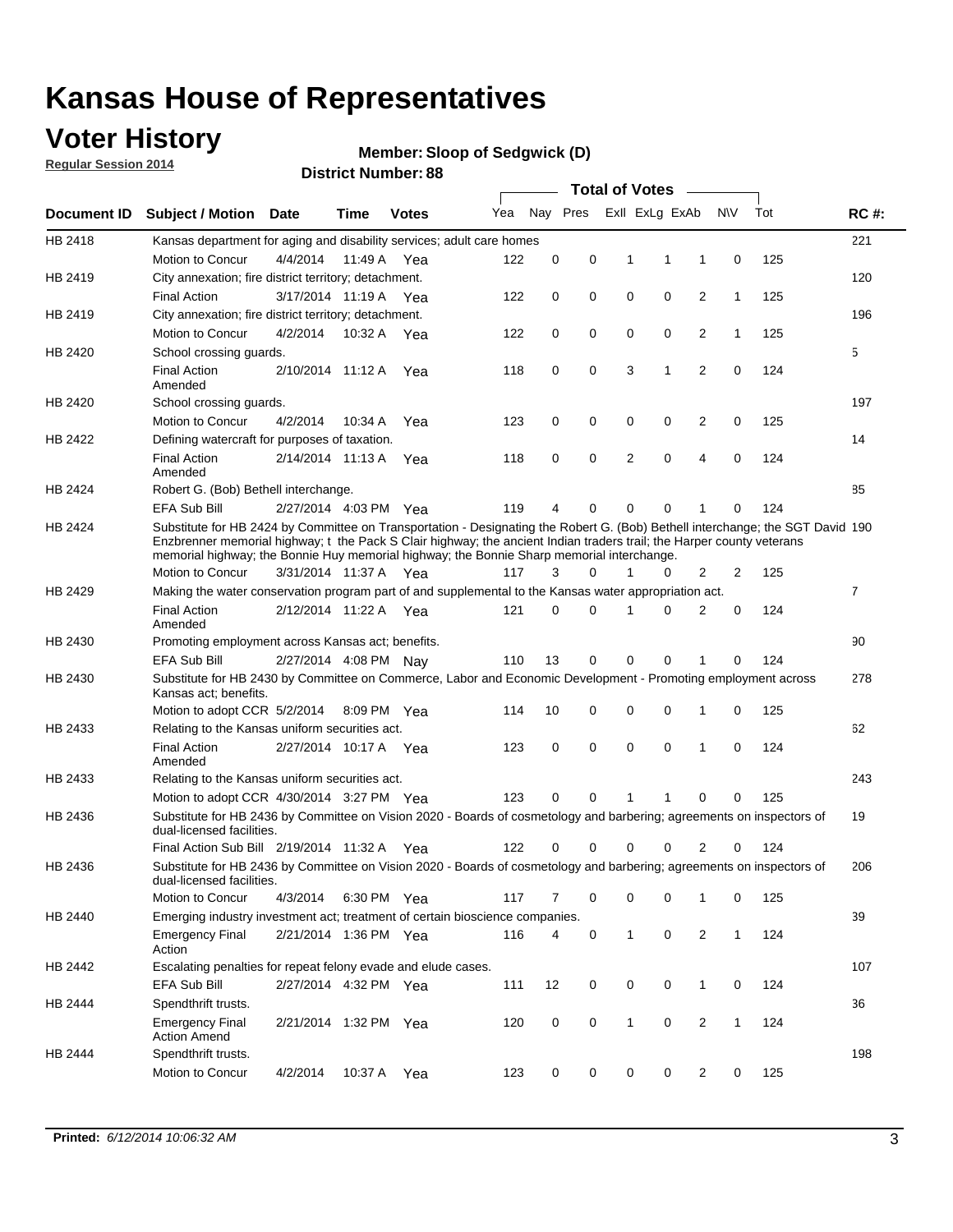# Kansas House of Representatives

## Voter History

**Regular Session 2014**

**Member: Sloop of Sedgwick (D)**

**District Number: 88**

| Document ID | Subject / Motion | Date | Time | Votes | Yea | Nay | Pres | ExII | ExLg | ExAb | N\V | Tot | RC #: |
|---|---|---|---|---|---|---|---|---|---|---|---|---|---|
| HB 2418 | Kansas department for aging and disability services; adult care homes | | | | | | | | | | | | 221 |
| | Motion to Concur | 4/4/2014 | 11:49 A | Yea | 122 | 0 | 0 | 1 | 1 | 1 | 0 | 125 | |
| HB 2419 | City annexation; fire district territory; detachment. | | | | | | | | | | | | 120 |
| | Final Action | 3/17/2014 | 11:19 A | Yea | 122 | 0 | 0 | 0 | 0 | 2 | 1 | 125 | |
| HB 2419 | City annexation; fire district territory; detachment. | | | | | | | | | | | | 196 |
| | Motion to Concur | 4/2/2014 | 10:32 A | Yea | 122 | 0 | 0 | 0 | 0 | 2 | 1 | 125 | |
| HB 2420 | School crossing guards. | | | | | | | | | | | | 5 |
| | Final Action Amended | 2/10/2014 | 11:12 A | Yea | 118 | 0 | 0 | 3 | 1 | 2 | 0 | 124 | |
| HB 2420 | School crossing guards. | | | | | | | | | | | | 197 |
| | Motion to Concur | 4/2/2014 | 10:34 A | Yea | 123 | 0 | 0 | 0 | 0 | 2 | 0 | 125 | |
| HB 2422 | Defining watercraft for purposes of taxation. | | | | | | | | | | | | 14 |
| | Final Action Amended | 2/14/2014 | 11:13 A | Yea | 118 | 0 | 0 | 2 | 0 | 4 | 0 | 124 | |
| HB 2424 | Robert G. (Bob) Bethell interchange. | | | | | | | | | | | | 85 |
| | EFA Sub Bill | 2/27/2014 | 4:03 PM | Yea | 119 | 4 | 0 | 0 | 0 | 1 | 0 | 124 | |
| HB 2424 | Substitute for HB 2424 by Committee on Transportation - Designating the Robert G. (Bob) Bethell interchange; the SGT David Enzbrenner memorial highway; t the Pack S Clair highway; the ancient Indian traders trail; the Harper county veterans memorial highway; the Bonnie Huy memorial highway; the Bonnie Sharp memorial interchange. | | | | | | | | | | | | 190 |
| | Motion to Concur | 3/31/2014 | 11:37 A | Yea | 117 | 3 | 0 | 1 | 0 | 2 | 2 | 125 | |
| HB 2429 | Making the water conservation program part of and supplemental to the Kansas water appropriation act. | | | | | | | | | | | | 7 |
| | Final Action Amended | 2/12/2014 | 11:22 A | Yea | 121 | 0 | 0 | 1 | 0 | 2 | 0 | 124 | |
| HB 2430 | Promoting employment across Kansas act; benefits. | | | | | | | | | | | | 90 |
| | EFA Sub Bill | 2/27/2014 | 4:08 PM | Nay | 110 | 13 | 0 | 0 | 0 | 1 | 0 | 124 | |
| HB 2430 | Substitute for HB 2430 by Committee on Commerce, Labor and Economic Development - Promoting employment across Kansas act; benefits. | | | | | | | | | | | | 278 |
| | Motion to adopt CCR | 5/2/2014 | 8:09 PM | Yea | 114 | 10 | 0 | 0 | 0 | 1 | 0 | 125 | |
| HB 2433 | Relating to the Kansas uniform securities act. | | | | | | | | | | | | 62 |
| | Final Action Amended | 2/27/2014 | 10:17 A | Yea | 123 | 0 | 0 | 0 | 0 | 1 | 0 | 124 | |
| HB 2433 | Relating to the Kansas uniform securities act. | | | | | | | | | | | | 243 |
| | Motion to adopt CCR | 4/30/2014 | 3:27 PM | Yea | 123 | 0 | 0 | 1 | 1 | 0 | 0 | 125 | |
| HB 2436 | Substitute for HB 2436 by Committee on Vision 2020 - Boards of cosmetology and barbering; agreements on inspectors of dual-licensed facilities. | | | | | | | | | | | | 19 |
| | Final Action Sub Bill | 2/19/2014 | 11:32 A | Yea | 122 | 0 | 0 | 0 | 0 | 2 | 0 | 124 | |
| HB 2436 | Substitute for HB 2436 by Committee on Vision 2020 - Boards of cosmetology and barbering; agreements on inspectors of dual-licensed facilities. | | | | | | | | | | | | 206 |
| | Motion to Concur | 4/3/2014 | 6:30 PM | Yea | 117 | 7 | 0 | 0 | 0 | 1 | 0 | 125 | |
| HB 2440 | Emerging industry investment act; treatment of certain bioscience companies. | | | | | | | | | | | | 39 |
| | Emergency Final Action | 2/21/2014 | 1:36 PM | Yea | 116 | 4 | 0 | 1 | 0 | 2 | 1 | 124 | |
| HB 2442 | Escalating penalties for repeat felony evade and elude cases. | | | | | | | | | | | | 107 |
| | EFA Sub Bill | 2/27/2014 | 4:32 PM | Yea | 111 | 12 | 0 | 0 | 0 | 1 | 0 | 124 | |
| HB 2444 | Spendthrift trusts. | | | | | | | | | | | | 36 |
| | Emergency Final Action Amend | 2/21/2014 | 1:32 PM | Yea | 120 | 0 | 0 | 1 | 0 | 2 | 1 | 124 | |
| HB 2444 | Spendthrift trusts. | | | | | | | | | | | | 198 |
| | Motion to Concur | 4/2/2014 | 10:37 A | Yea | 123 | 0 | 0 | 0 | 0 | 2 | 0 | 125 | |

**Printed:** *6/12/2014 10:06:32 AM*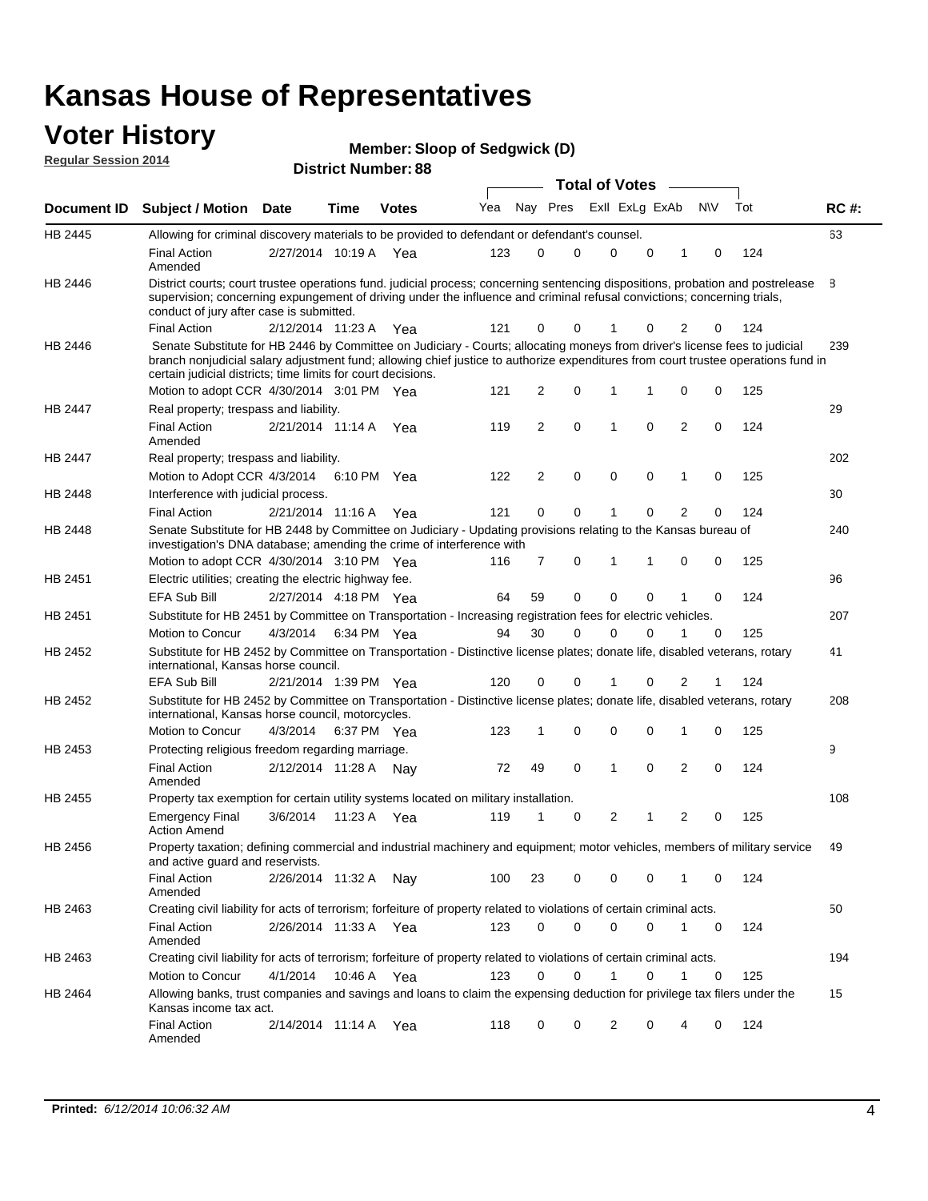# Kansas House of Representatives

## Voter History

**Regular Session 2014**

**Member: Sloop of Sedgwick (D)**

**District Number: 88**

| Document ID | Subject / Motion | Date | Time | Votes | Yea | Nay | Pres | ExII | ExLg | ExAb | N\V | Tot | RC #: |
|---|---|---|---|---|---|---|---|---|---|---|---|---|---|
| HB 2445 | Allowing for criminal discovery materials to be provided to defendant or defendant's counsel. | | | | | | | | | | | | 63 |
| | Final Action Amended | 2/27/2014 | 10:19 A | Yea | 123 | 0 | 0 | 0 | 0 | 1 | 0 | 124 | |
| HB 2446 | District courts; court trustee operations fund. judicial process; concerning sentencing dispositions, probation and postrelease supervision; concerning expungement of driving under the influence and criminal refusal convictions; concerning trials, conduct of jury after case is submitted. | | | | | | | | | | | | 8 |
| | Final Action | 2/12/2014 | 11:23 A | Yea | 121 | 0 | 0 | 1 | 0 | 2 | 0 | 124 | |
| HB 2446 | Senate Substitute for HB 2446 by Committee on Judiciary - Courts; allocating moneys from driver's license fees to judicial branch nonjudicial salary adjustment fund; allowing chief justice to authorize expenditures from court trustee operations fund in certain judicial districts; time limits for court decisions. | | | | | | | | | | | | 239 |
| | Motion to adopt CCR | 4/30/2014 | 3:01 PM | Yea | 121 | 2 | 0 | 1 | 1 | 0 | 0 | 125 | |
| HB 2447 | Real property; trespass and liability. | | | | | | | | | | | | 29 |
| | Final Action Amended | 2/21/2014 | 11:14 A | Yea | 119 | 2 | 0 | 1 | 0 | 2 | 0 | 124 | |
| HB 2447 | Real property; trespass and liability. | | | | | | | | | | | | 202 |
| | Motion to Adopt CCR | 4/3/2014 | 6:10 PM | Yea | 122 | 2 | 0 | 0 | 0 | 1 | 0 | 125 | |
| HB 2448 | Interference with judicial process. | | | | | | | | | | | | 30 |
| | Final Action | 2/21/2014 | 11:16 A | Yea | 121 | 0 | 0 | 1 | 0 | 2 | 0 | 124 | |
| HB 2448 | Senate Substitute for HB 2448 by Committee on Judiciary - Updating provisions relating to the Kansas bureau of investigation's DNA database; amending the crime of interference with | | | | | | | | | | | | 240 |
| | Motion to adopt CCR | 4/30/2014 | 3:10 PM | Yea | 116 | 7 | 0 | 1 | 1 | 0 | 0 | 125 | |
| HB 2451 | Electric utilities; creating the electric highway fee. | | | | | | | | | | | | 96 |
| | EFA Sub Bill | 2/27/2014 | 4:18 PM | Yea | 64 | 59 | 0 | 0 | 0 | 1 | 0 | 124 | |
| HB 2451 | Substitute for HB 2451 by Committee on Transportation - Increasing registration fees for electric vehicles. | | | | | | | | | | | | 207 |
| | Motion to Concur | 4/3/2014 | 6:34 PM | Yea | 94 | 30 | 0 | 0 | 0 | 1 | 0 | 125 | |
| HB 2452 | Substitute for HB 2452 by Committee on Transportation - Distinctive license plates; donate life, disabled veterans, rotary international, Kansas horse council. | | | | | | | | | | | | 41 |
| | EFA Sub Bill | 2/21/2014 | 1:39 PM | Yea | 120 | 0 | 0 | 1 | 0 | 2 | 1 | 124 | |
| HB 2452 | Substitute for HB 2452 by Committee on Transportation - Distinctive license plates; donate life, disabled veterans, rotary international, Kansas horse council, motorcycles. | | | | | | | | | | | | 208 |
| | Motion to Concur | 4/3/2014 | 6:37 PM | Yea | 123 | 1 | 0 | 0 | 0 | 1 | 0 | 125 | |
| HB 2453 | Protecting religious freedom regarding marriage. | | | | | | | | | | | | 9 |
| | Final Action Amended | 2/12/2014 | 11:28 A | Nay | 72 | 49 | 0 | 1 | 0 | 2 | 0 | 124 | |
| HB 2455 | Property tax exemption for certain utility systems located on military installation. | | | | | | | | | | | | 108 |
| | Emergency Final Action Amend | 3/6/2014 | 11:23 A | Yea | 119 | 1 | 0 | 2 | 1 | 2 | 0 | 125 | |
| HB 2456 | Property taxation; defining commercial and industrial machinery and equipment; motor vehicles, members of military service and active guard and reservists. | | | | | | | | | | | | 49 |
| | Final Action Amended | 2/26/2014 | 11:32 A | Nay | 100 | 23 | 0 | 0 | 0 | 1 | 0 | 124 | |
| HB 2463 | Creating civil liability for acts of terrorism; forfeiture of property related to violations of certain criminal acts. | | | | | | | | | | | | 50 |
| | Final Action Amended | 2/26/2014 | 11:33 A | Yea | 123 | 0 | 0 | 0 | 0 | 1 | 0 | 124 | |
| HB 2463 | Creating civil liability for acts of terrorism; forfeiture of property related to violations of certain criminal acts. | | | | | | | | | | | | 194 |
| | Motion to Concur | 4/1/2014 | 10:46 A | Yea | 123 | 0 | 0 | 1 | 0 | 1 | 0 | 125 | |
| HB 2464 | Allowing banks, trust companies and savings and loans to claim the expensing deduction for privilege tax filers under the Kansas income tax act. | | | | | | | | | | | | 15 |
| | Final Action Amended | 2/14/2014 | 11:14 A | Yea | 118 | 0 | 0 | 2 | 0 | 4 | 0 | 124 | |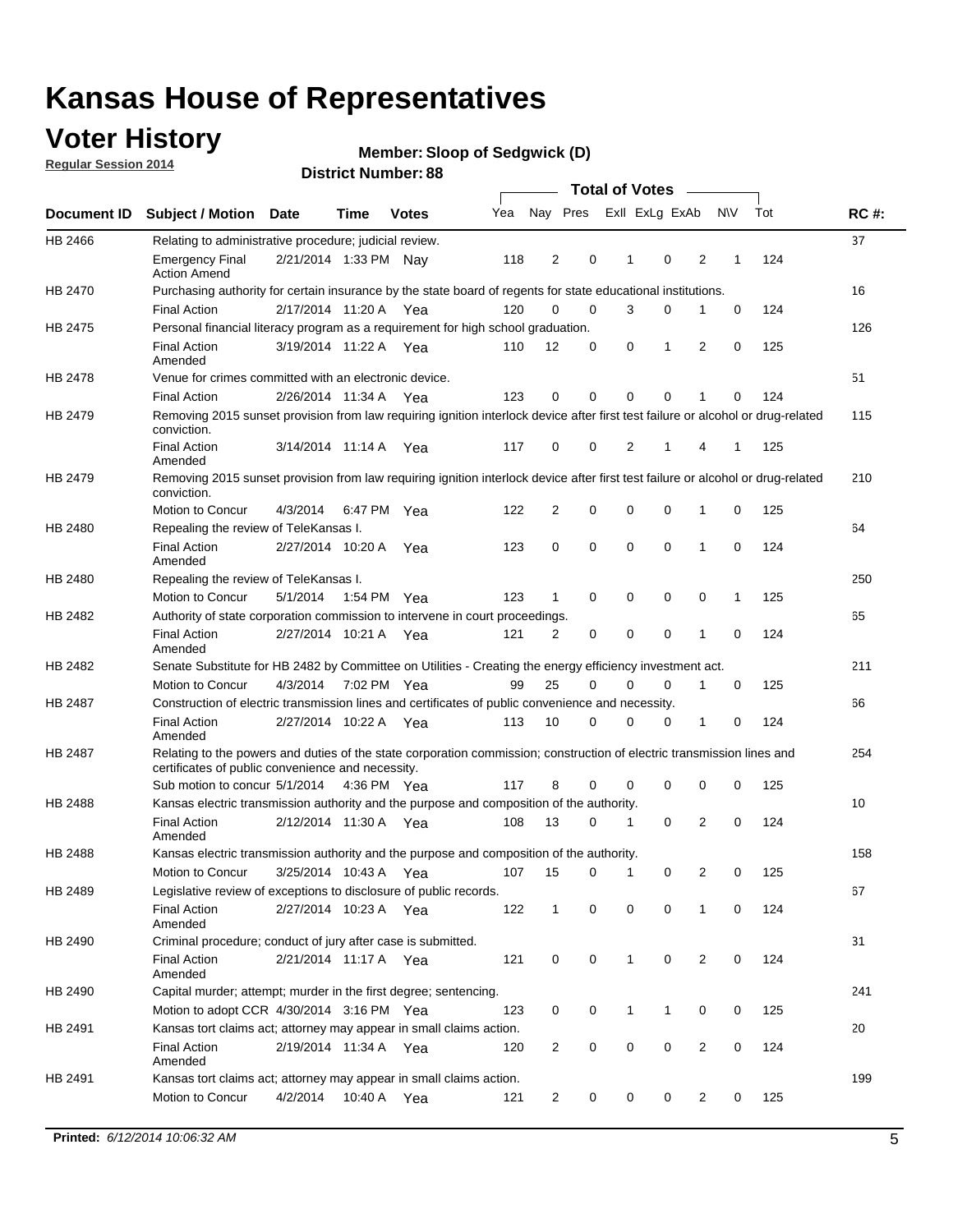# Kansas House of Representatives

## Voter History

**Regular Session 2014**

**Member: Sloop of Sedgwick (D)**

**District Number: 88**

| Document ID | Subject / Motion | Date | Time | Votes | Yea | Nay | Pres | ExII | ExLg | ExAb | N\V | Tot | RC #: |
|---|---|---|---|---|---|---|---|---|---|---|---|---|---|
| HB 2466 | Relating to administrative procedure; judicial review. | | | | | | | | | | | | 37 |
| | Emergency Final Action Amend | 2/21/2014 | 1:33 PM | Nay | 118 | 2 | 0 | 1 | 0 | 2 | 1 | 124 | |
| HB 2470 | Purchasing authority for certain insurance by the state board of regents for state educational institutions. | | | | | | | | | | | | 16 |
| | Final Action | 2/17/2014 | 11:20 A | Yea | 120 | 0 | 0 | 3 | 0 | 1 | 0 | 124 | |
| HB 2475 | Personal financial literacy program as a requirement for high school graduation. | | | | | | | | | | | | 126 |
| | Final Action Amended | 3/19/2014 | 11:22 A | Yea | 110 | 12 | 0 | 0 | 1 | 2 | 0 | 125 | |
| HB 2478 | Venue for crimes committed with an electronic device. | | | | | | | | | | | | 51 |
| | Final Action | 2/26/2014 | 11:34 A | Yea | 123 | 0 | 0 | 0 | 0 | 1 | 0 | 124 | |
| HB 2479 | Removing 2015 sunset provision from law requiring ignition interlock device after first test failure or alcohol or drug-related conviction. | | | | | | | | | | | | 115 |
| | Final Action Amended | 3/14/2014 | 11:14 A | Yea | 117 | 0 | 0 | 2 | 1 | 4 | 1 | 125 | |
| HB 2479 | Removing 2015 sunset provision from law requiring ignition interlock device after first test failure or alcohol or drug-related conviction. | | | | | | | | | | | | 210 |
| | Motion to Concur | 4/3/2014 | 6:47 PM | Yea | 122 | 2 | 0 | 0 | 0 | 1 | 0 | 125 | |
| HB 2480 | Repealing the review of TeleKansas I. | | | | | | | | | | | | 64 |
| | Final Action Amended | 2/27/2014 | 10:20 A | Yea | 123 | 0 | 0 | 0 | 0 | 1 | 0 | 124 | |
| HB 2480 | Repealing the review of TeleKansas I. | | | | | | | | | | | | 250 |
| | Motion to Concur | 5/1/2014 | 1:54 PM | Yea | 123 | 1 | 0 | 0 | 0 | 0 | 1 | 125 | |
| HB 2482 | Authority of state corporation commission to intervene in court proceedings. | | | | | | | | | | | | 65 |
| | Final Action Amended | 2/27/2014 | 10:21 A | Yea | 121 | 2 | 0 | 0 | 0 | 1 | 0 | 124 | |
| HB 2482 | Senate Substitute for HB 2482 by Committee on Utilities - Creating the energy efficiency investment act. | | | | | | | | | | | | 211 |
| | Motion to Concur | 4/3/2014 | 7:02 PM | Yea | 99 | 25 | 0 | 0 | 0 | 1 | 0 | 125 | |
| HB 2487 | Construction of electric transmission lines and certificates of public convenience and necessity. | | | | | | | | | | | | 66 |
| | Final Action Amended | 2/27/2014 | 10:22 A | Yea | 113 | 10 | 0 | 0 | 0 | 1 | 0 | 124 | |
| HB 2487 | Relating to the powers and duties of the state corporation commission; construction of electric transmission lines and certificates of public convenience and necessity. | | | | | | | | | | | | 254 |
| | Sub motion to concur | 5/1/2014 | 4:36 PM | Yea | 117 | 8 | 0 | 0 | 0 | 0 | 0 | 125 | |
| HB 2488 | Kansas electric transmission authority and the purpose and composition of the authority. | | | | | | | | | | | | 10 |
| | Final Action Amended | 2/12/2014 | 11:30 A | Yea | 108 | 13 | 0 | 1 | 0 | 2 | 0 | 124 | |
| HB 2488 | Kansas electric transmission authority and the purpose and composition of the authority. | | | | | | | | | | | | 158 |
| | Motion to Concur | 3/25/2014 | 10:43 A | Yea | 107 | 15 | 0 | 1 | 0 | 2 | 0 | 125 | |
| HB 2489 | Legislative review of exceptions to disclosure of public records. | | | | | | | | | | | | 67 |
| | Final Action Amended | 2/27/2014 | 10:23 A | Yea | 122 | 1 | 0 | 0 | 0 | 1 | 0 | 124 | |
| HB 2490 | Criminal procedure; conduct of jury after case is submitted. | | | | | | | | | | | | 31 |
| | Final Action Amended | 2/21/2014 | 11:17 A | Yea | 121 | 0 | 0 | 1 | 0 | 2 | 0 | 124 | |
| HB 2490 | Capital murder; attempt; murder in the first degree; sentencing. | | | | | | | | | | | | 241 |
| | Motion to adopt CCR | 4/30/2014 | 3:16 PM | Yea | 123 | 0 | 0 | 1 | 1 | 0 | 0 | 125 | |
| HB 2491 | Kansas tort claims act; attorney may appear in small claims action. | | | | | | | | | | | | 20 |
| | Final Action Amended | 2/19/2014 | 11:34 A | Yea | 120 | 2 | 0 | 0 | 0 | 2 | 0 | 124 | |
| HB 2491 | Kansas tort claims act; attorney may appear in small claims action. | | | | | | | | | | | | 199 |
| | Motion to Concur | 4/2/2014 | 10:40 A | Yea | 121 | 2 | 0 | 0 | 0 | 2 | 0 | 125 | |

**Printed:** *6/12/2014 10:06:32 AM*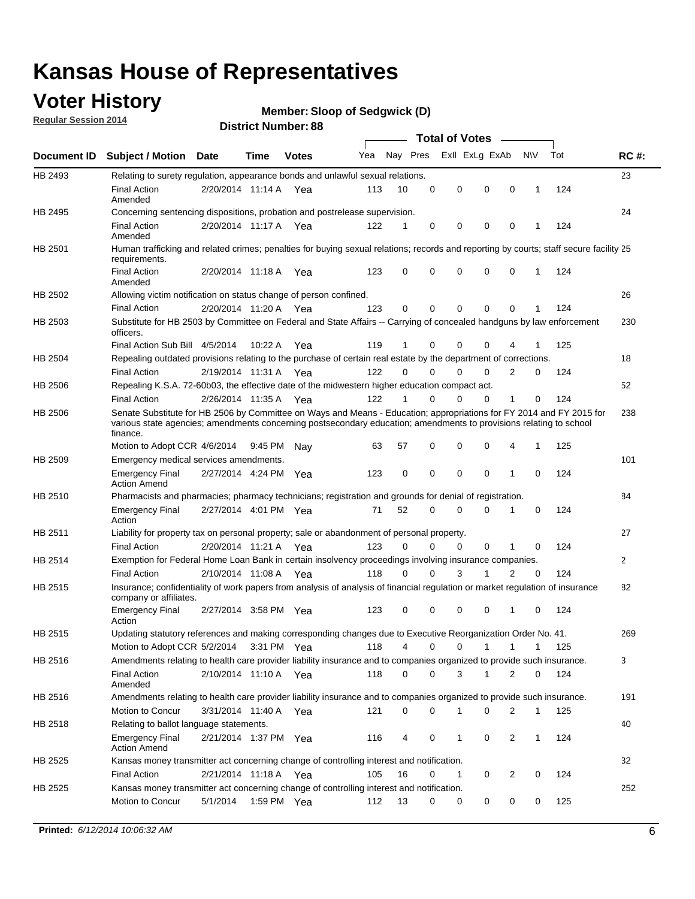# Kansas House of Representatives

## Voter History

**Regular Session 2014**

**Member: Sloop of Sedgwick (D)**

**District Number: 88**

| Document ID | Subject / Motion | Date | Time | Votes | Yea | Nay | Pres | ExII | ExLg | ExAb | N\V | Tot | RC #: |
|---|---|---|---|---|---|---|---|---|---|---|---|---|---|
| HB 2493 | Relating to surety regulation, appearance bonds and unlawful sexual relations. | | | | | | | | | | | | 23 |
| | Final Action Amended | 2/20/2014 | 11:14 A | Yea | 113 | 10 | 0 | 0 | 0 | 0 | 1 | 124 | |
| HB 2495 | Concerning sentencing dispositions, probation and postrelease supervision. | | | | | | | | | | | | 24 |
| | Final Action Amended | 2/20/2014 | 11:17 A | Yea | 122 | 1 | 0 | 0 | 0 | 0 | 1 | 124 | |
| HB 2501 | Human trafficking and related crimes; penalties for buying sexual relations; records and reporting by courts; staff secure facility requirements. | | | | | | | | | | | | 25 |
| | Final Action Amended | 2/20/2014 | 11:18 A | Yea | 123 | 0 | 0 | 0 | 0 | 0 | 1 | 124 | |
| HB 2502 | Allowing victim notification on status change of person confined. | | | | | | | | | | | | 26 |
| | Final Action | 2/20/2014 | 11:20 A | Yea | 123 | 0 | 0 | 0 | 0 | 0 | 1 | 124 | |
| HB 2503 | Substitute for HB 2503 by Committee on Federal and State Affairs -- Carrying of concealed handguns by law enforcement officers. | | | | | | | | | | | | 230 |
| | Final Action Sub Bill | 4/5/2014 | 10:22 A | Yea | 119 | 1 | 0 | 0 | 0 | 4 | 1 | 125 | |
| HB 2504 | Repealing outdated provisions relating to the purchase of certain real estate by the department of corrections. | | | | | | | | | | | | 18 |
| | Final Action | 2/19/2014 | 11:31 A | Yea | 122 | 0 | 0 | 0 | 0 | 2 | 0 | 124 | |
| HB 2506 | Repealing K.S.A. 72-60b03, the effective date of the midwestern higher education compact act. | | | | | | | | | | | | 52 |
| | Final Action | 2/26/2014 | 11:35 A | Yea | 122 | 1 | 0 | 0 | 0 | 1 | 0 | 124 | |
| HB 2506 | Senate Substitute for HB 2506 by Committee on Ways and Means - Education; appropriations for FY 2014 and FY 2015 for various state agencies; amendments concerning postsecondary education; amendments to provisions relating to school finance. | | | | | | | | | | | | 238 |
| | Motion to Adopt CCR | 4/6/2014 | 9:45 PM | Nay | 63 | 57 | 0 | 0 | 0 | 4 | 1 | 125 | |
| HB 2509 | Emergency medical services amendments. | | | | | | | | | | | | 101 |
| | Emergency Final Action Amend | 2/27/2014 | 4:24 PM | Yea | 123 | 0 | 0 | 0 | 0 | 1 | 0 | 124 | |
| HB 2510 | Pharmacists and pharmacies; pharmacy technicians; registration and grounds for denial of registration. | | | | | | | | | | | | 84 |
| | Emergency Final Action | 2/27/2014 | 4:01 PM | Yea | 71 | 52 | 0 | 0 | 0 | 1 | 0 | 124 | |
| HB 2511 | Liability for property tax on personal property; sale or abandonment of personal property. | | | | | | | | | | | | 27 |
| | Final Action | 2/20/2014 | 11:21 A | Yea | 123 | 0 | 0 | 0 | 0 | 1 | 0 | 124 | |
| HB 2514 | Exemption for Federal Home Loan Bank in certain insolvency proceedings involving insurance companies. | | | | | | | | | | | | 2 |
| | Final Action | 2/10/2014 | 11:08 A | Yea | 118 | 0 | 0 | 3 | 1 | 2 | 0 | 124 | |
| HB 2515 | Insurance; confidentiality of work papers from analysis of analysis of financial regulation or market regulation of insurance company or affiliates. | | | | | | | | | | | | 82 |
| | Emergency Final Action | 2/27/2014 | 3:58 PM | Yea | 123 | 0 | 0 | 0 | 0 | 1 | 0 | 124 | |
| HB 2515 | Updating statutory references and making corresponding changes due to Executive Reorganization Order No. 41. | | | | | | | | | | | | 269 |
| | Motion to Adopt CCR | 5/2/2014 | 3:31 PM | Yea | 118 | 4 | 0 | 0 | 1 | 1 | 1 | 125 | |
| HB 2516 | Amendments relating to health care provider liability insurance and to companies organized to provide such insurance. | | | | | | | | | | | | 3 |
| | Final Action Amended | 2/10/2014 | 11:10 A | Yea | 118 | 0 | 0 | 3 | 1 | 2 | 0 | 124 | |
| HB 2516 | Amendments relating to health care provider liability insurance and to companies organized to provide such insurance. | | | | | | | | | | | | 191 |
| | Motion to Concur | 3/31/2014 | 11:40 A | Yea | 121 | 0 | 0 | 1 | 0 | 2 | 1 | 125 | |
| HB 2518 | Relating to ballot language statements. | | | | | | | | | | | | 40 |
| | Emergency Final Action Amend | 2/21/2014 | 1:37 PM | Yea | 116 | 4 | 0 | 1 | 0 | 2 | 1 | 124 | |
| HB 2525 | Kansas money transmitter act concerning change of controlling interest and notification. | | | | | | | | | | | | 32 |
| | Final Action | 2/21/2014 | 11:18 A | Yea | 105 | 16 | 0 | 1 | 0 | 2 | 0 | 124 | |
| HB 2525 | Kansas money transmitter act concerning change of controlling interest and notification. | | | | | | | | | | | | 252 |
| | Motion to Concur | 5/1/2014 | 1:59 PM | Yea | 112 | 13 | 0 | 0 | 0 | 0 | 0 | 125 | |

**Printed:** *6/12/2014 10:06:32 AM*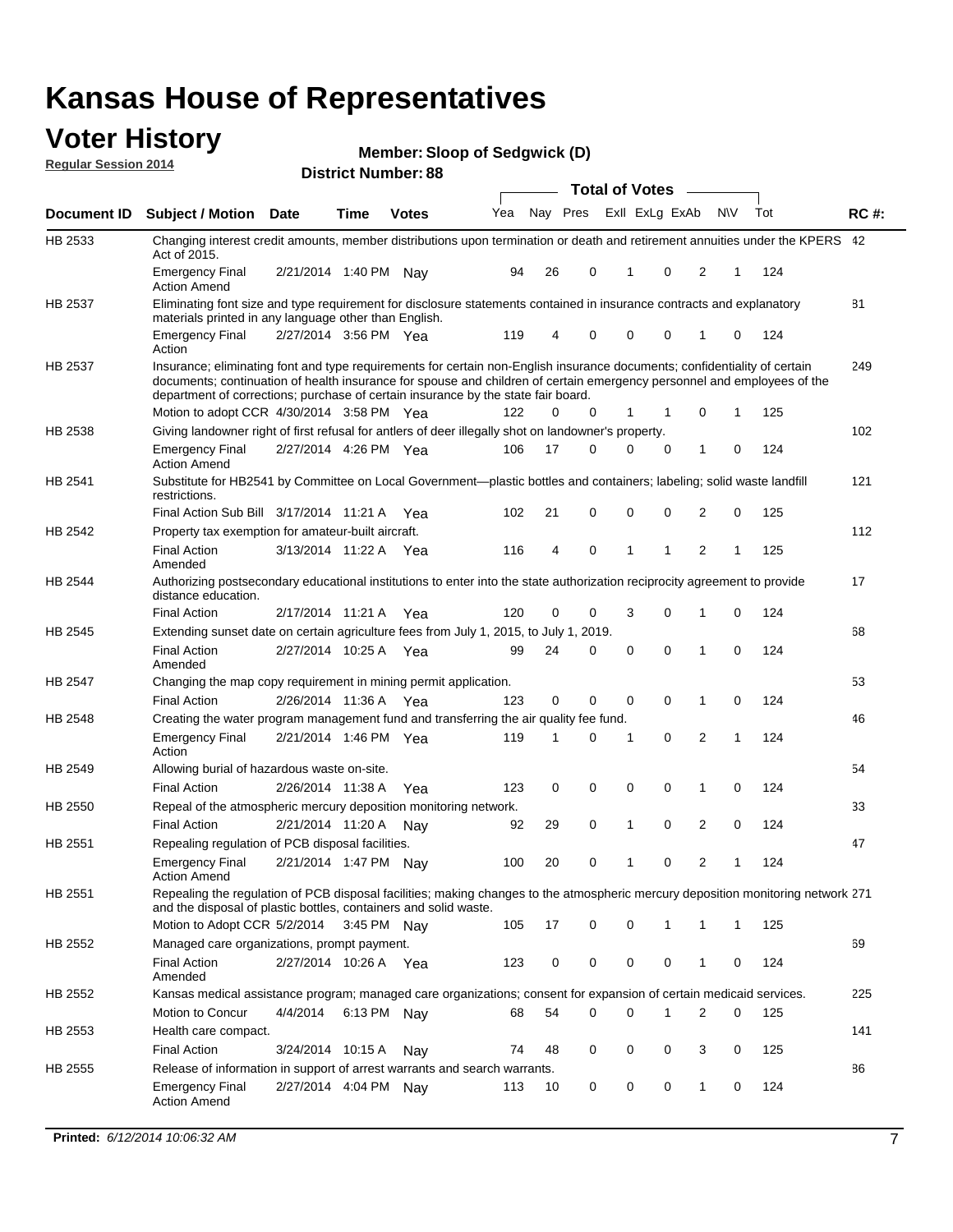# Kansas House of Representatives

## Voter History

**Regular Session 2014**

**Member: Sloop of Sedgwick (D)**

**District Number: 88**

| Document ID | Subject / Motion | Date | Time | Votes | Yea | Nay | Pres | ExII | ExLg | ExAb | N\V | Tot | RC #: |
|---|---|---|---|---|---|---|---|---|---|---|---|---|---|
| HB 2533 | Changing interest credit amounts, member distributions upon termination or death and retirement annuities under the KPERS Act of 2015. | | | | | | | | | | | | 42 |
| | Emergency Final Action Amend | 2/21/2014 | 1:40 PM | Nay | 94 | 26 | 0 | 1 | 0 | 2 | 1 | 124 | |
| HB 2537 | Eliminating font size and type requirement for disclosure statements contained in insurance contracts and explanatory materials printed in any language other than English. | | | | | | | | | | | | 81 |
| | Emergency Final Action | 2/27/2014 | 3:56 PM | Yea | 119 | 4 | 0 | 0 | 0 | 1 | 0 | 124 | |
| HB 2537 | Insurance; eliminating font and type requirements for certain non-English insurance documents; confidentiality of certain documents; continuation of health insurance for spouse and children of certain emergency personnel and employees of the department of corrections; purchase of certain insurance by the state fair board. | | | | | | | | | | | | 249 |
| | Motion to adopt CCR | 4/30/2014 | 3:58 PM | Yea | 122 | 0 | 0 | 1 | 1 | 0 | 1 | 125 | |
| HB 2538 | Giving landowner right of first refusal for antlers of deer illegally shot on landowner's property. | | | | | | | | | | | | 102 |
| | Emergency Final Action Amend | 2/27/2014 | 4:26 PM | Yea | 106 | 17 | 0 | 0 | 0 | 1 | 0 | 124 | |
| HB 2541 | Substitute for HB2541 by Committee on Local Government—plastic bottles and containers; labeling; solid waste landfill restrictions. | | | | | | | | | | | | 121 |
| | Final Action Sub Bill | 3/17/2014 | 11:21 A | Yea | 102 | 21 | 0 | 0 | 0 | 2 | 0 | 125 | |
| HB 2542 | Property tax exemption for amateur-built aircraft. | | | | | | | | | | | | 112 |
| | Final Action Amended | 3/13/2014 | 11:22 A | Yea | 116 | 4 | 0 | 1 | 1 | 2 | 1 | 125 | |
| HB 2544 | Authorizing postsecondary educational institutions to enter into the state authorization reciprocity agreement to provide distance education. | | | | | | | | | | | | 17 |
| | Final Action | 2/17/2014 | 11:21 A | Yea | 120 | 0 | 0 | 3 | 0 | 1 | 0 | 124 | |
| HB 2545 | Extending sunset date on certain agriculture fees from July 1, 2015, to July 1, 2019. | | | | | | | | | | | | 68 |
| | Final Action Amended | 2/27/2014 | 10:25 A | Yea | 99 | 24 | 0 | 0 | 0 | 1 | 0 | 124 | |
| HB 2547 | Changing the map copy requirement in mining permit application. | | | | | | | | | | | | 53 |
| | Final Action | 2/26/2014 | 11:36 A | Yea | 123 | 0 | 0 | 0 | 0 | 1 | 0 | 124 | |
| HB 2548 | Creating the water program management fund and transferring the air quality fee fund. | | | | | | | | | | | | 46 |
| | Emergency Final Action | 2/21/2014 | 1:46 PM | Yea | 119 | 1 | 0 | 1 | 0 | 2 | 1 | 124 | |
| HB 2549 | Allowing burial of hazardous waste on-site. | | | | | | | | | | | | 54 |
| | Final Action | 2/26/2014 | 11:38 A | Yea | 123 | 0 | 0 | 0 | 0 | 1 | 0 | 124 | |
| HB 2550 | Repeal of the atmospheric mercury deposition monitoring network. | | | | | | | | | | | | 33 |
| | Final Action | 2/21/2014 | 11:20 A | Nay | 92 | 29 | 0 | 1 | 0 | 2 | 0 | 124 | |
| HB 2551 | Repealing regulation of PCB disposal facilities. | | | | | | | | | | | | 47 |
| | Emergency Final Action Amend | 2/21/2014 | 1:47 PM | Nay | 100 | 20 | 0 | 1 | 0 | 2 | 1 | 124 | |
| HB 2551 | Repealing the regulation of PCB disposal facilities; making changes to the atmospheric mercury deposition monitoring network and the disposal of plastic bottles, containers and solid waste. | | | | | | | | | | | | 271 |
| | Motion to Adopt CCR | 5/2/2014 | 3:45 PM | Nay | 105 | 17 | 0 | 0 | 1 | 1 | 1 | 125 | |
| HB 2552 | Managed care organizations, prompt payment. | | | | | | | | | | | | 69 |
| | Final Action Amended | 2/27/2014 | 10:26 A | Yea | 123 | 0 | 0 | 0 | 0 | 1 | 0 | 124 | |
| HB 2552 | Kansas medical assistance program; managed care organizations; consent for expansion of certain medicaid services. | | | | | | | | | | | | 225 |
| | Motion to Concur | 4/4/2014 | 6:13 PM | Nay | 68 | 54 | 0 | 0 | 1 | 2 | 0 | 125 | |
| HB 2553 | Health care compact. | | | | | | | | | | | | 141 |
| | Final Action | 3/24/2014 | 10:15 A | Nay | 74 | 48 | 0 | 0 | 0 | 3 | 0 | 125 | |
| HB 2555 | Release of information in support of arrest warrants and search warrants. | | | | | | | | | | | | 86 |
| | Emergency Final Action Amend | 2/27/2014 | 4:04 PM | Nay | 113 | 10 | 0 | 0 | 0 | 1 | 0 | 124 | |

**Printed:** *6/12/2014 10:06:32 AM*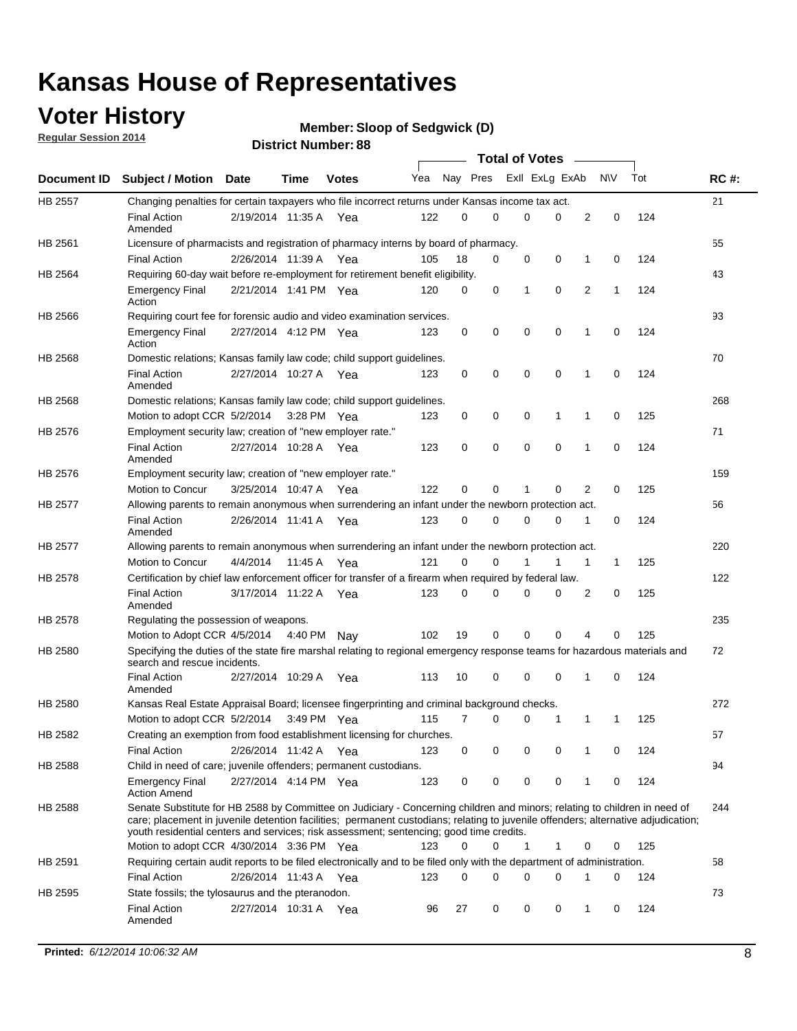# Kansas House of Representatives

## Voter History

**Regular Session 2014**

**Member: Sloop of Sedgwick (D)**

**District Number: 88**

| Document ID | Subject / Motion | Date | Time | Votes | Yea | Nay | Pres | ExlI | ExLg | ExAb | N\V | Tot | RC #: |
|---|---|---|---|---|---|---|---|---|---|---|---|---|---|
| HB 2557 | Changing penalties for certain taxpayers who file incorrect returns under Kansas income tax act. | | | | | | | | | | | | 21 |
| | Final Action Amended | 2/19/2014 | 11:35 A | Yea | 122 | 0 | 0 | 0 | 0 | 2 | 0 | 124 | |
| HB 2561 | Licensure of pharmacists and registration of pharmacy interns by board of pharmacy. | | | | | | | | | | | | 55 |
| | Final Action | 2/26/2014 | 11:39 A | Yea | 105 | 18 | 0 | 0 | 0 | 1 | 0 | 124 | |
| HB 2564 | Requiring 60-day wait before re-employment for retirement benefit eligibility. | | | | | | | | | | | | 43 |
| | Emergency Final Action | 2/21/2014 | 1:41 PM | Yea | 120 | 0 | 0 | 1 | 0 | 2 | 1 | 124 | |
| HB 2566 | Requiring court fee for forensic audio and video examination services. | | | | | | | | | | | | 93 |
| | Emergency Final Action | 2/27/2014 | 4:12 PM | Yea | 123 | 0 | 0 | 0 | 0 | 1 | 0 | 124 | |
| HB 2568 | Domestic relations; Kansas family law code; child support guidelines. | | | | | | | | | | | | 70 |
| | Final Action Amended | 2/27/2014 | 10:27 A | Yea | 123 | 0 | 0 | 0 | 0 | 1 | 0 | 124 | |
| HB 2568 | Domestic relations; Kansas family law code; child support guidelines. | | | | | | | | | | | | 268 |
| | Motion to adopt CCR | 5/2/2014 | 3:28 PM | Yea | 123 | 0 | 0 | 0 | 1 | 1 | 0 | 125 | |
| HB 2576 | Employment security law; creation of "new employer rate." | | | | | | | | | | | | 71 |
| | Final Action Amended | 2/27/2014 | 10:28 A | Yea | 123 | 0 | 0 | 0 | 0 | 1 | 0 | 124 | |
| HB 2576 | Employment security law; creation of "new employer rate." | | | | | | | | | | | | 159 |
| | Motion to Concur | 3/25/2014 | 10:47 A | Yea | 122 | 0 | 0 | 1 | 0 | 2 | 0 | 125 | |
| HB 2577 | Allowing parents to remain anonymous when surrendering an infant under the newborn protection act. | | | | | | | | | | | | 56 |
| | Final Action Amended | 2/26/2014 | 11:41 A | Yea | 123 | 0 | 0 | 0 | 0 | 1 | 0 | 124 | |
| HB 2577 | Allowing parents to remain anonymous when surrendering an infant under the newborn protection act. | | | | | | | | | | | | 220 |
| | Motion to Concur | 4/4/2014 | 11:45 A | Yea | 121 | 0 | 0 | 1 | 1 | 1 | 1 | 125 | |
| HB 2578 | Certification by chief law enforcement officer for transfer of a firearm when required by federal law. | | | | | | | | | | | | 122 |
| | Final Action Amended | 3/17/2014 | 11:22 A | Yea | 123 | 0 | 0 | 0 | 0 | 2 | 0 | 125 | |
| HB 2578 | Regulating the possession of weapons. | | | | | | | | | | | | 235 |
| | Motion to Adopt CCR | 4/5/2014 | 4:40 PM | Nay | 102 | 19 | 0 | 0 | 0 | 4 | 0 | 125 | |
| HB 2580 | Specifying the duties of the state fire marshal relating to regional emergency response teams for hazardous materials and search and rescue incidents. | | | | | | | | | | | | 72 |
| | Final Action Amended | 2/27/2014 | 10:29 A | Yea | 113 | 10 | 0 | 0 | 0 | 1 | 0 | 124 | |
| HB 2580 | Kansas Real Estate Appraisal Board; licensee fingerprinting and criminal background checks. | | | | | | | | | | | | 272 |
| | Motion to adopt CCR | 5/2/2014 | 3:49 PM | Yea | 115 | 7 | 0 | 0 | 1 | 1 | 1 | 125 | |
| HB 2582 | Creating an exemption from food establishment licensing for churches. | | | | | | | | | | | | 57 |
| | Final Action | 2/26/2014 | 11:42 A | Yea | 123 | 0 | 0 | 0 | 0 | 1 | 0 | 124 | |
| HB 2588 | Child in need of care; juvenile offenders; permanent custodians. | | | | | | | | | | | | 94 |
| | Emergency Final Action Amend | 2/27/2014 | 4:14 PM | Yea | 123 | 0 | 0 | 0 | 0 | 1 | 0 | 124 | |
| HB 2588 | Senate Substitute for HB 2588 by Committee on Judiciary - Concerning children and minors; relating to children in need of care; placement in juvenile detention facilities; permanent custodians; relating to juvenile offenders; alternative adjudication; youth residential centers and services; risk assessment; sentencing; good time credits. | | | | | | | | | | | | 244 |
| | Motion to adopt CCR | 4/30/2014 | 3:36 PM | Yea | 123 | 0 | 0 | 1 | 1 | 0 | 0 | 125 | |
| HB 2591 | Requiring certain audit reports to be filed electronically and to be filed only with the department of administration. | | | | | | | | | | | | 58 |
| | Final Action | 2/26/2014 | 11:43 A | Yea | 123 | 0 | 0 | 0 | 0 | 1 | 0 | 124 | |
| HB 2595 | State fossils; the tylosaurus and the pteranodon. | | | | | | | | | | | | 73 |
| | Final Action Amended | 2/27/2014 | 10:31 A | Yea | 96 | 27 | 0 | 0 | 0 | 1 | 0 | 124 | |

**Printed:** *6/12/2014 10:06:32 AM*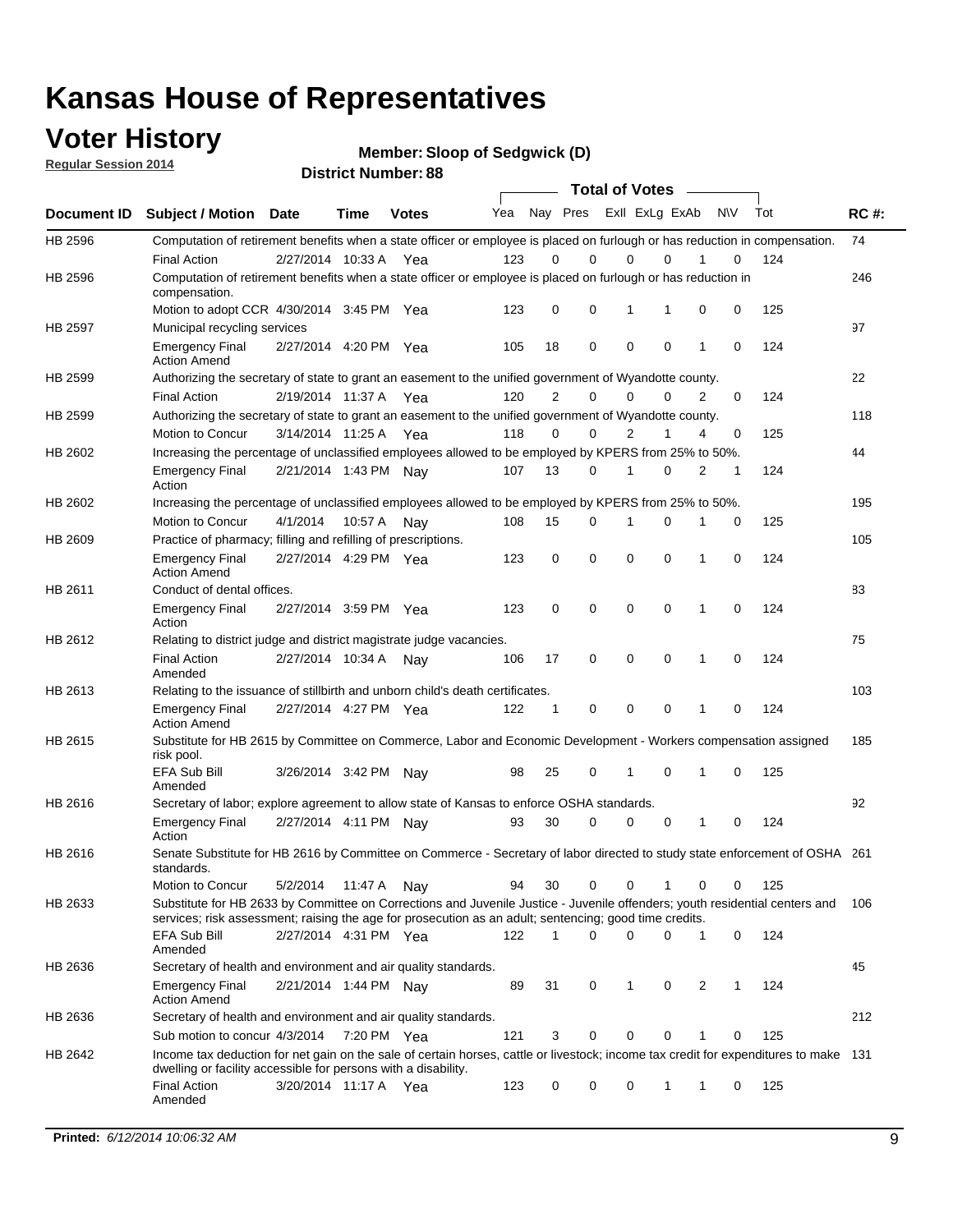# Kansas House of Representatives

## Voter History

**Regular Session 2014**

**Member: Sloop of Sedgwick (D)**

**District Number: 88**

| Document ID | Subject / Motion | Date | Time | Votes | Yea | Nay | Pres | ExII | ExLg | ExAb | N\V | Tot | RC #: |
|---|---|---|---|---|---|---|---|---|---|---|---|---|---|
| HB 2596 | Computation of retirement benefits when a state officer or employee is placed on furlough or has reduction in compensation. | | | | | | | | | | | | 74 |
| | Final Action | 2/27/2014 | 10:33 A | Yea | 123 | 0 | 0 | 0 | 0 | 1 | 0 | 124 | |
| HB 2596 | Computation of retirement benefits when a state officer or employee is placed on furlough or has reduction in compensation. | | | | | | | | | | | | 246 |
| | Motion to adopt CCR | 4/30/2014 | 3:45 PM | Yea | 123 | 0 | 0 | 1 | 1 | 0 | 0 | 125 | |
| HB 2597 | Municipal recycling services | | | | | | | | | | | | 97 |
| | Emergency Final Action Amend | 2/27/2014 | 4:20 PM | Yea | 105 | 18 | 0 | 0 | 0 | 1 | 0 | 124 | |
| HB 2599 | Authorizing the secretary of state to grant an easement to the unified government of Wyandotte county. | | | | | | | | | | | | 22 |
| | Final Action | 2/19/2014 | 11:37 A | Yea | 120 | 2 | 0 | 0 | 0 | 2 | 0 | 124 | |
| HB 2599 | Authorizing the secretary of state to grant an easement to the unified government of Wyandotte county. | | | | | | | | | | | | 118 |
| | Motion to Concur | 3/14/2014 | 11:25 A | Yea | 118 | 0 | 0 | 2 | 1 | 4 | 0 | 125 | |
| HB 2602 | Increasing the percentage of unclassified employees allowed to be employed by KPERS from 25% to 50%. | | | | | | | | | | | | 44 |
| | Emergency Final Action | 2/21/2014 | 1:43 PM | Nay | 107 | 13 | 0 | 1 | 0 | 2 | 1 | 124 | |
| HB 2602 | Increasing the percentage of unclassified employees allowed to be employed by KPERS from 25% to 50%. | | | | | | | | | | | | 195 |
| | Motion to Concur | 4/1/2014 | 10:57 A | Nay | 108 | 15 | 0 | 1 | 0 | 1 | 0 | 125 | |
| HB 2609 | Practice of pharmacy; filling and refilling of prescriptions. | | | | | | | | | | | | 105 |
| | Emergency Final Action Amend | 2/27/2014 | 4:29 PM | Yea | 123 | 0 | 0 | 0 | 0 | 1 | 0 | 124 | |
| HB 2611 | Conduct of dental offices. | | | | | | | | | | | | 83 |
| | Emergency Final Action | 2/27/2014 | 3:59 PM | Yea | 123 | 0 | 0 | 0 | 0 | 1 | 0 | 124 | |
| HB 2612 | Relating to district judge and district magistrate judge vacancies. | | | | | | | | | | | | 75 |
| | Final Action Amended | 2/27/2014 | 10:34 A | Nay | 106 | 17 | 0 | 0 | 0 | 1 | 0 | 124 | |
| HB 2613 | Relating to the issuance of stillbirth and unborn child's death certificates. | | | | | | | | | | | | 103 |
| | Emergency Final Action Amend | 2/27/2014 | 4:27 PM | Yea | 122 | 1 | 0 | 0 | 0 | 1 | 0 | 124 | |
| HB 2615 | Substitute for HB 2615 by Committee on Commerce, Labor and Economic Development - Workers compensation assigned risk pool. | | | | | | | | | | | | 185 |
| | EFA Sub Bill Amended | 3/26/2014 | 3:42 PM | Nay | 98 | 25 | 0 | 1 | 0 | 1 | 0 | 125 | |
| HB 2616 | Secretary of labor; explore agreement to allow state of Kansas to enforce OSHA standards. | | | | | | | | | | | | 92 |
| | Emergency Final Action | 2/27/2014 | 4:11 PM | Nay | 93 | 30 | 0 | 0 | 0 | 1 | 0 | 124 | |
| HB 2616 | Senate Substitute for HB 2616 by Committee on Commerce - Secretary of labor directed to study state enforcement of OSHA standards. | | | | | | | | | | | | 261 |
| | Motion to Concur | 5/2/2014 | 11:47 A | Nay | 94 | 30 | 0 | 0 | 1 | 0 | 0 | 125 | |
| HB 2633 | Substitute for HB 2633 by Committee on Corrections and Juvenile Justice - Juvenile offenders; youth residential centers and services; risk assessment; raising the age for prosecution as an adult; sentencing; good time credits. | | | | | | | | | | | | 106 |
| | EFA Sub Bill Amended | 2/27/2014 | 4:31 PM | Yea | 122 | 1 | 0 | 0 | 0 | 1 | 0 | 124 | |
| HB 2636 | Secretary of health and environment and air quality standards. | | | | | | | | | | | | 45 |
| | Emergency Final Action Amend | 2/21/2014 | 1:44 PM | Nay | 89 | 31 | 0 | 1 | 0 | 2 | 1 | 124 | |
| HB 2636 | Secretary of health and environment and air quality standards. | | | | | | | | | | | | 212 |
| | Sub motion to concur | 4/3/2014 | 7:20 PM | Yea | 121 | 3 | 0 | 0 | 0 | 1 | 0 | 125 | |
| HB 2642 | Income tax deduction for net gain on the sale of certain horses, cattle or livestock; income tax credit for expenditures to make dwelling or facility accessible for persons with a disability. | | | | | | | | | | | | 131 |
| | Final Action Amended | 3/20/2014 | 11:17 A | Yea | 123 | 0 | 0 | 0 | 1 | 1 | 0 | 125 | |

**Printed:** *6/12/2014 10:06:32 AM*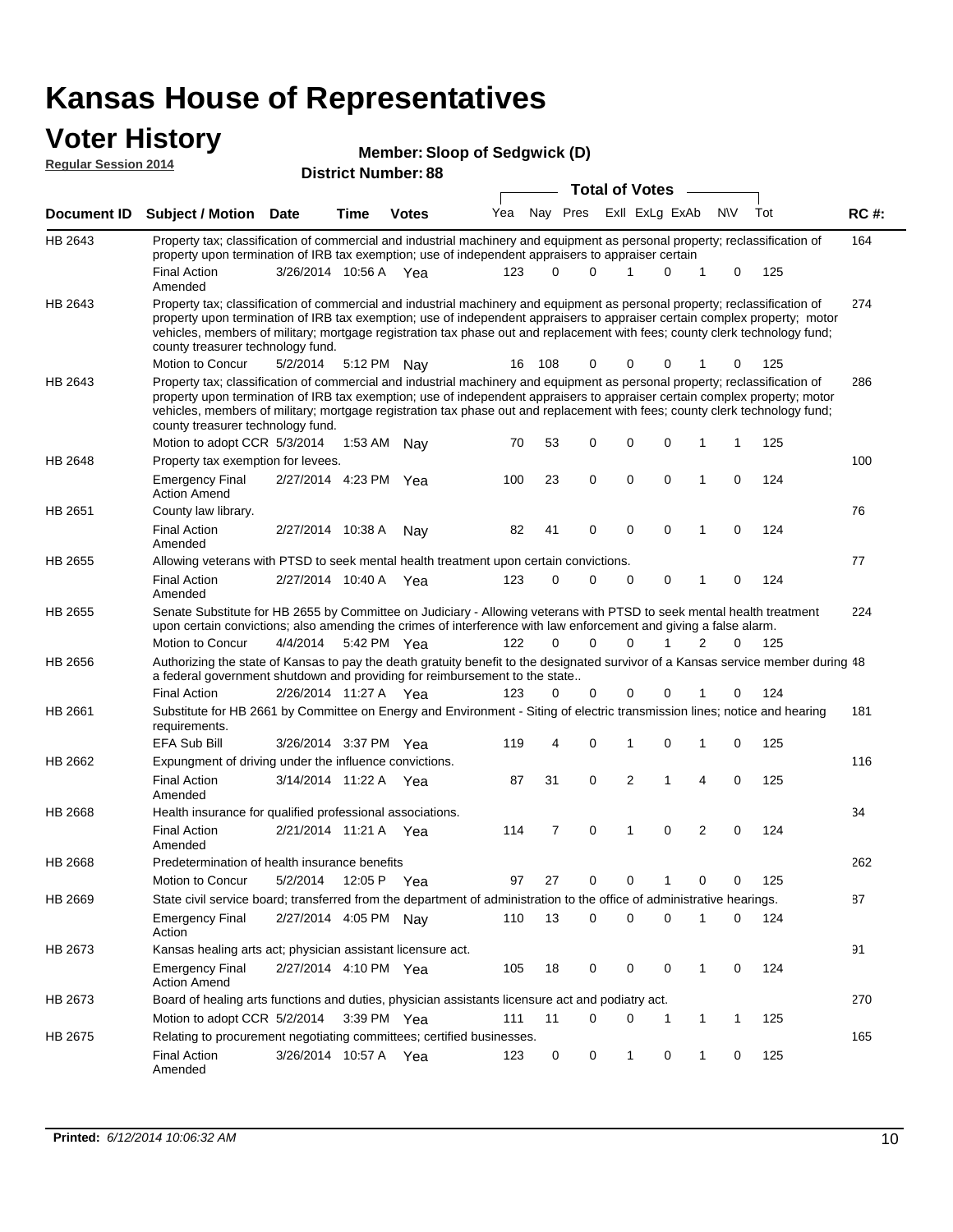# Kansas House of Representatives

## Voter History

**Regular Session 2014**

**Member: Sloop of Sedgwick (D)**

**District Number: 88**

| Document ID | Subject / Motion | Date | Time | Votes | Yea | Nay | Pres | ExII | ExLg | ExAb | N\V | Tot | RC #: |
|---|---|---|---|---|---|---|---|---|---|---|---|---|---|
| HB 2643 | Property tax; classification of commercial and industrial machinery and equipment as personal property; reclassification of property upon termination of IRB tax exemption; use of independent appraisers to appraiser certain | | | | | | | | | | | | 164 |
| | Final Action Amended | 3/26/2014 | 10:56 A | Yea | 123 | 0 | 0 | 1 | 0 | 1 | 0 | 125 | |
| HB 2643 | Property tax; classification of commercial and industrial machinery and equipment as personal property; reclassification of property upon termination of IRB tax exemption; use of independent appraisers to appraiser certain complex property; motor vehicles, members of military; mortgage registration tax phase out and replacement with fees; county clerk technology fund; county treasurer technology fund. | | | | | | | | | | | | 274 |
| | Motion to Concur | 5/2/2014 | 5:12 PM | Nay | 16 | 108 | 0 | 0 | 0 | 1 | 0 | 125 | |
| HB 2643 | Property tax; classification of commercial and industrial machinery and equipment as personal property; reclassification of property upon termination of IRB tax exemption; use of independent appraisers to appraiser certain complex property; motor vehicles, members of military; mortgage registration tax phase out and replacement with fees; county clerk technology fund; county treasurer technology fund. | | | | | | | | | | | | 286 |
| | Motion to adopt CCR | 5/3/2014 | 1:53 AM | Nay | 70 | 53 | 0 | 0 | 0 | 1 | 1 | 125 | |
| HB 2648 | Property tax exemption for levees. | | | | | | | | | | | | 100 |
| | Emergency Final Action Amend | 2/27/2014 | 4:23 PM | Yea | 100 | 23 | 0 | 0 | 0 | 1 | 0 | 124 | |
| HB 2651 | County law library. | | | | | | | | | | | | 76 |
| | Final Action Amended | 2/27/2014 | 10:38 A | Nay | 82 | 41 | 0 | 0 | 0 | 1 | 0 | 124 | |
| HB 2655 | Allowing veterans with PTSD to seek mental health treatment upon certain convictions. | | | | | | | | | | | | 77 |
| | Final Action Amended | 2/27/2014 | 10:40 A | Yea | 123 | 0 | 0 | 0 | 0 | 1 | 0 | 124 | |
| HB 2655 | Senate Substitute for HB 2655 by Committee on Judiciary - Allowing veterans with PTSD to seek mental health treatment upon certain convictions; also amending the crimes of interference with law enforcement and giving a false alarm. | | | | | | | | | | | | 224 |
| | Motion to Concur | 4/4/2014 | 5:42 PM | Yea | 122 | 0 | 0 | 0 | 1 | 2 | 0 | 125 | |
| HB 2656 | Authorizing the state of Kansas to pay the death gratuity benefit to the designated survivor of a Kansas service member during a federal government shutdown and providing for reimbursement to the state.. | | | | | | | | | | | | 48 |
| | Final Action | 2/26/2014 | 11:27 A | Yea | 123 | 0 | 0 | 0 | 0 | 1 | 0 | 124 | |
| HB 2661 | Substitute for HB 2661 by Committee on Energy and Environment - Siting of electric transmission lines; notice and hearing requirements. | | | | | | | | | | | | 181 |
| | EFA Sub Bill | 3/26/2014 | 3:37 PM | Yea | 119 | 4 | 0 | 1 | 0 | 1 | 0 | 125 | |
| HB 2662 | Expungment of driving under the influence convictions. | | | | | | | | | | | | 116 |
| | Final Action Amended | 3/14/2014 | 11:22 A | Yea | 87 | 31 | 0 | 2 | 1 | 4 | 0 | 125 | |
| HB 2668 | Health insurance for qualified professional associations. | | | | | | | | | | | | 34 |
| | Final Action Amended | 2/21/2014 | 11:21 A | Yea | 114 | 7 | 0 | 1 | 0 | 2 | 0 | 124 | |
| HB 2668 | Predetermination of health insurance benefits | | | | | | | | | | | | 262 |
| | Motion to Concur | 5/2/2014 | 12:05 P | Yea | 97 | 27 | 0 | 0 | 1 | 0 | 0 | 125 | |
| HB 2669 | State civil service board; transferred from the department of administration to the office of administrative hearings. | | | | | | | | | | | | 87 |
| | Emergency Final Action | 2/27/2014 | 4:05 PM | Nay | 110 | 13 | 0 | 0 | 0 | 1 | 0 | 124 | |
| HB 2673 | Kansas healing arts act; physician assistant licensure act. | | | | | | | | | | | | 91 |
| | Emergency Final Action Amend | 2/27/2014 | 4:10 PM | Yea | 105 | 18 | 0 | 0 | 0 | 1 | 0 | 124 | |
| HB 2673 | Board of healing arts functions and duties, physician assistants licensure act and podiatry act. | | | | | | | | | | | | 270 |
| | Motion to adopt CCR | 5/2/2014 | 3:39 PM | Yea | 111 | 11 | 0 | 0 | 1 | 1 | 1 | 125 | |
| HB 2675 | Relating to procurement negotiating committees; certified businesses. | | | | | | | | | | | | 165 |
| | Final Action Amended | 3/26/2014 | 10:57 A | Yea | 123 | 0 | 0 | 1 | 0 | 1 | 0 | 125 | |

**Printed:** *6/12/2014 10:06:32 AM*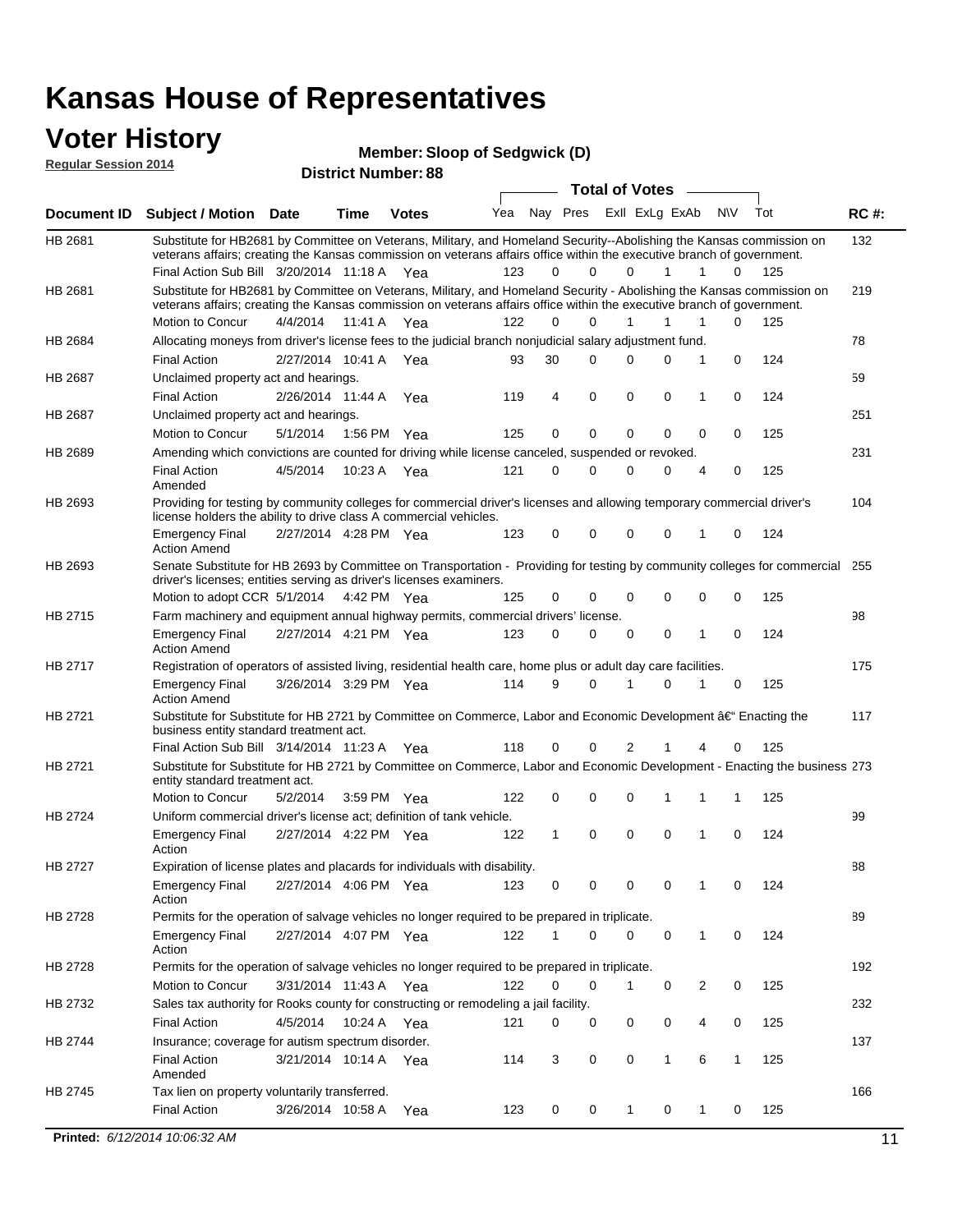# Kansas House of Representatives

## Voter History

**Regular Session 2014**

**Member: Sloop of Sedgwick (D)**

**District Number: 88**

| Document ID | Subject / Motion | Date | Time | Votes | Yea | Nay | Pres | ExII | ExLg | ExAb | N\V | Tot | RC #: |
|---|---|---|---|---|---|---|---|---|---|---|---|---|---|
| HB 2681 | Substitute for HB2681 by Committee on Veterans, Military, and Homeland Security--Abolishing the Kansas commission on veterans affairs; creating the Kansas commission on veterans affairs office within the executive branch of government. | | | | | | | | | | | | 132 |
| | Final Action Sub Bill | 3/20/2014 | 11:18 A | Yea | 123 | 0 | 0 | 0 | 1 | 1 | 0 | 125 | |
| HB 2681 | Substitute for HB2681 by Committee on Veterans, Military, and Homeland Security - Abolishing the Kansas commission on veterans affairs; creating the Kansas commission on veterans affairs office within the executive branch of government. | | | | | | | | | | | | 219 |
| | Motion to Concur | 4/4/2014 | 11:41 A | Yea | 122 | 0 | 0 | 1 | 1 | 1 | 0 | 125 | |
| HB 2684 | Allocating moneys from driver's license fees to the judicial branch nonjudicial salary adjustment fund. | | | | | | | | | | | | 78 |
| | Final Action | 2/27/2014 | 10:41 A | Yea | 93 | 30 | 0 | 0 | 0 | 1 | 0 | 124 | |
| HB 2687 | Unclaimed property act and hearings. | | | | | | | | | | | | 59 |
| | Final Action | 2/26/2014 | 11:44 A | Yea | 119 | 4 | 0 | 0 | 0 | 1 | 0 | 124 | |
| HB 2687 | Unclaimed property act and hearings. | | | | | | | | | | | | 251 |
| | Motion to Concur | 5/1/2014 | 1:56 PM | Yea | 125 | 0 | 0 | 0 | 0 | 0 | 0 | 125 | |
| HB 2689 | Amending which convictions are counted for driving while license canceled, suspended or revoked. | | | | | | | | | | | | 231 |
| | Final Action Amended | 4/5/2014 | 10:23 A | Yea | 121 | 0 | 0 | 0 | 0 | 4 | 0 | 125 | |
| HB 2693 | Providing for testing by community colleges for commercial driver's licenses and allowing temporary commercial driver's license holders the ability to drive class A commercial vehicles. | | | | | | | | | | | | 104 |
| | Emergency Final Action Amend | 2/27/2014 | 4:28 PM | Yea | 123 | 0 | 0 | 0 | 0 | 1 | 0 | 124 | |
| HB 2693 | Senate Substitute for HB 2693 by Committee on Transportation - Providing for testing by community colleges for commercial driver's licenses; entities serving as driver's licenses examiners. | | | | | | | | | | | | 255 |
| | Motion to adopt CCR | 5/1/2014 | 4:42 PM | Yea | 125 | 0 | 0 | 0 | 0 | 0 | 0 | 125 | |
| HB 2715 | Farm machinery and equipment annual highway permits, commercial drivers' license. | | | | | | | | | | | | 98 |
| | Emergency Final Action Amend | 2/27/2014 | 4:21 PM | Yea | 123 | 0 | 0 | 0 | 0 | 1 | 0 | 124 | |
| HB 2717 | Registration of operators of assisted living, residential health care, home plus or adult day care facilities. | | | | | | | | | | | | 175 |
| | Emergency Final Action Amend | 3/26/2014 | 3:29 PM | Yea | 114 | 9 | 0 | 1 | 0 | 1 | 0 | 125 | |
| HB 2721 | Substitute for Substitute for HB 2721 by Committee on Commerce, Labor and Economic Development â€" Enacting the business entity standard treatment act. | | | | | | | | | | | | 117 |
| | Final Action Sub Bill | 3/14/2014 | 11:23 A | Yea | 118 | 0 | 0 | 2 | 1 | 4 | 0 | 125 | |
| HB 2721 | Substitute for Substitute for HB 2721 by Committee on Commerce, Labor and Economic Development - Enacting the business entity standard treatment act. | | | | | | | | | | | | 273 |
| | Motion to Concur | 5/2/2014 | 3:59 PM | Yea | 122 | 0 | 0 | 0 | 1 | 1 | 1 | 125 | |
| HB 2724 | Uniform commercial driver's license act; definition of tank vehicle. | | | | | | | | | | | | 99 |
| | Emergency Final Action | 2/27/2014 | 4:22 PM | Yea | 122 | 1 | 0 | 0 | 0 | 1 | 0 | 124 | |
| HB 2727 | Expiration of license plates and placards for individuals with disability. | | | | | | | | | | | | 88 |
| | Emergency Final Action | 2/27/2014 | 4:06 PM | Yea | 123 | 0 | 0 | 0 | 0 | 1 | 0 | 124 | |
| HB 2728 | Permits for the operation of salvage vehicles no longer required to be prepared in triplicate. | | | | | | | | | | | | 89 |
| | Emergency Final Action | 2/27/2014 | 4:07 PM | Yea | 122 | 1 | 0 | 0 | 0 | 1 | 0 | 124 | |
| HB 2728 | Permits for the operation of salvage vehicles no longer required to be prepared in triplicate. | | | | | | | | | | | | 192 |
| | Motion to Concur | 3/31/2014 | 11:43 A | Yea | 122 | 0 | 0 | 1 | 0 | 2 | 0 | 125 | |
| HB 2732 | Sales tax authority for Rooks county for constructing or remodeling a jail facility. | | | | | | | | | | | | 232 |
| | Final Action | 4/5/2014 | 10:24 A | Yea | 121 | 0 | 0 | 0 | 0 | 4 | 0 | 125 | |
| HB 2744 | Insurance; coverage for autism spectrum disorder. | | | | | | | | | | | | 137 |
| | Final Action Amended | 3/21/2014 | 10:14 A | Yea | 114 | 3 | 0 | 0 | 1 | 6 | 1 | 125 | |
| HB 2745 | Tax lien on property voluntarily transferred. | | | | | | | | | | | | 166 |
| | Final Action | 3/26/2014 | 10:58 A | Yea | 123 | 0 | 0 | 1 | 0 | 1 | 0 | 125 | |

**Printed:** *6/12/2014 10:06:32 AM*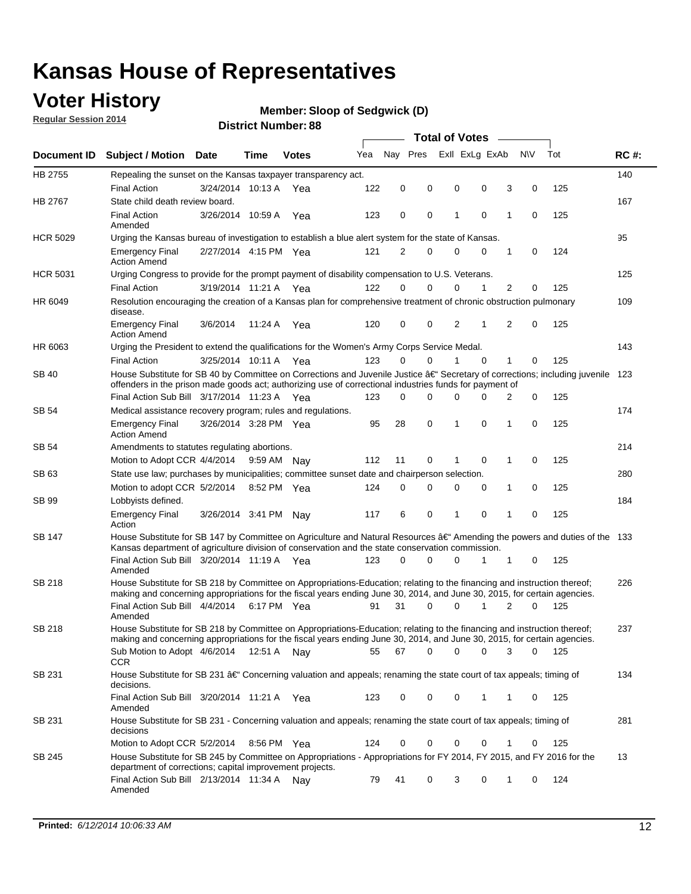# Kansas House of Representatives

## Voter History

**Regular Session 2014**

**Member: Sloop of Sedgwick (D)**

**District Number: 88**

| Document ID | Subject / Motion | Date | Time | Votes | Yea | Nay | Pres | ExII | ExLg | ExAb | N\V | Tot | RC #: |
|---|---|---|---|---|---|---|---|---|---|---|---|---|---|
| HB 2755 | Repealing the sunset on the Kansas taxpayer transparency act. | | | | | | | | | | | | 140 |
| | Final Action | 3/24/2014 | 10:13 A | Yea | 122 | 0 | 0 | 0 | 0 | 3 | 0 | 125 | |
| HB 2767 | State child death review board. | | | | | | | | | | | | 167 |
| | Final Action Amended | 3/26/2014 | 10:59 A | Yea | 123 | 0 | 0 | 1 | 0 | 1 | 0 | 125 | |
| HCR 5029 | Urging the Kansas bureau of investigation to establish a blue alert system for the state of Kansas. | | | | | | | | | | | | 95 |
| | Emergency Final Action Amend | 2/27/2014 | 4:15 PM | Yea | 121 | 2 | 0 | 0 | 0 | 1 | 0 | 124 | |
| HCR 5031 | Urging Congress to provide for the prompt payment of disability compensation to U.S. Veterans. | | | | | | | | | | | | 125 |
| | Final Action | 3/19/2014 | 11:21 A | Yea | 122 | 0 | 0 | 0 | 1 | 2 | 0 | 125 | |
| HR 6049 | Resolution encouraging the creation of a Kansas plan for comprehensive treatment of chronic obstruction pulmonary disease. | | | | | | | | | | | | 109 |
| | Emergency Final Action Amend | 3/6/2014 | 11:24 A | Yea | 120 | 0 | 0 | 2 | 1 | 2 | 0 | 125 | |
| HR 6063 | Urging the President to extend the qualifications for the Women's Army Corps Service Medal. | | | | | | | | | | | | 143 |
| | Final Action | 3/25/2014 | 10:11 A | Yea | 123 | 0 | 0 | 1 | 0 | 1 | 0 | 125 | |
| SB 40 | House Substitute for SB 40 by Committee on Corrections and Juvenile Justice â€" Secretary of corrections; including juvenile offenders in the prison made goods act; authorizing use of correctional industries funds for payment of | | | | | | | | | | | | 123 |
| | Final Action Sub Bill | 3/17/2014 | 11:23 A | Yea | 123 | 0 | 0 | 0 | 0 | 2 | 0 | 125 | |
| SB 54 | Medical assistance recovery program; rules and regulations. | | | | | | | | | | | | 174 |
| | Emergency Final Action Amend | 3/26/2014 | 3:28 PM | Yea | 95 | 28 | 0 | 1 | 0 | 1 | 0 | 125 | |
| SB 54 | Amendments to statutes regulating abortions. | | | | | | | | | | | | 214 |
| | Motion to Adopt CCR | 4/4/2014 | 9:59 AM | Nay | 112 | 11 | 0 | 1 | 0 | 1 | 0 | 125 | |
| SB 63 | State use law; purchases by municipalities; committee sunset date and chairperson selection. | | | | | | | | | | | | 280 |
| | Motion to adopt CCR | 5/2/2014 | 8:52 PM | Yea | 124 | 0 | 0 | 0 | 0 | 1 | 0 | 125 | |
| SB 99 | Lobbyists defined. | | | | | | | | | | | | 184 |
| | Emergency Final Action | 3/26/2014 | 3:41 PM | Nay | 117 | 6 | 0 | 1 | 0 | 1 | 0 | 125 | |
| SB 147 | House Substitute for SB 147 by Committee on Agriculture and Natural Resources â€" Amending the powers and duties of the Kansas department of agriculture division of conservation and the state conservation commission. | | | | | | | | | | | | 133 |
| | Final Action Sub Bill Amended | 3/20/2014 | 11:19 A | Yea | 123 | 0 | 0 | 0 | 1 | 1 | 0 | 125 | |
| SB 218 | House Substitute for SB 218 by Committee on Appropriations-Education; relating to the financing and instruction thereof; making and concerning appropriations for the fiscal years ending June 30, 2014, and June 30, 2015, for certain agencies. | | | | | | | | | | | | 226 |
| | Final Action Sub Bill Amended | 4/4/2014 | 6:17 PM | Yea | 91 | 31 | 0 | 0 | 1 | 2 | 0 | 125 | |
| SB 218 | House Substitute for SB 218 by Committee on Appropriations-Education; relating to the financing and instruction thereof; making and concerning appropriations for the fiscal years ending June 30, 2014, and June 30, 2015, for certain agencies. | | | | | | | | | | | | 237 |
| | Sub Motion to Adopt CCR | 4/6/2014 | 12:51 A | Nay | 55 | 67 | 0 | 0 | 0 | 3 | 0 | 125 | |
| SB 231 | House Substitute for SB 231 â€" Concerning valuation and appeals; renaming the state court of tax appeals; timing of decisions. | | | | | | | | | | | | 134 |
| | Final Action Sub Bill Amended | 3/20/2014 | 11:21 A | Yea | 123 | 0 | 0 | 0 | 1 | 1 | 0 | 125 | |
| SB 231 | House Substitute for SB 231 - Concerning valuation and appeals; renaming the state court of tax appeals; timing of decisions | | | | | | | | | | | | 281 |
| | Motion to Adopt CCR | 5/2/2014 | 8:56 PM | Yea | 124 | 0 | 0 | 0 | 0 | 1 | 0 | 125 | |
| SB 245 | House Substitute for SB 245 by Committee on Appropriations - Appropriations for FY 2014, FY 2015, and FY 2016 for the department of corrections; capital improvement projects. | | | | | | | | | | | | 13 |
| | Final Action Sub Bill Amended | 2/13/2014 | 11:34 A | Nay | 79 | 41 | 0 | 3 | 0 | 1 | 0 | 124 | |

**Printed:** *6/12/2014 10:06:33 AM*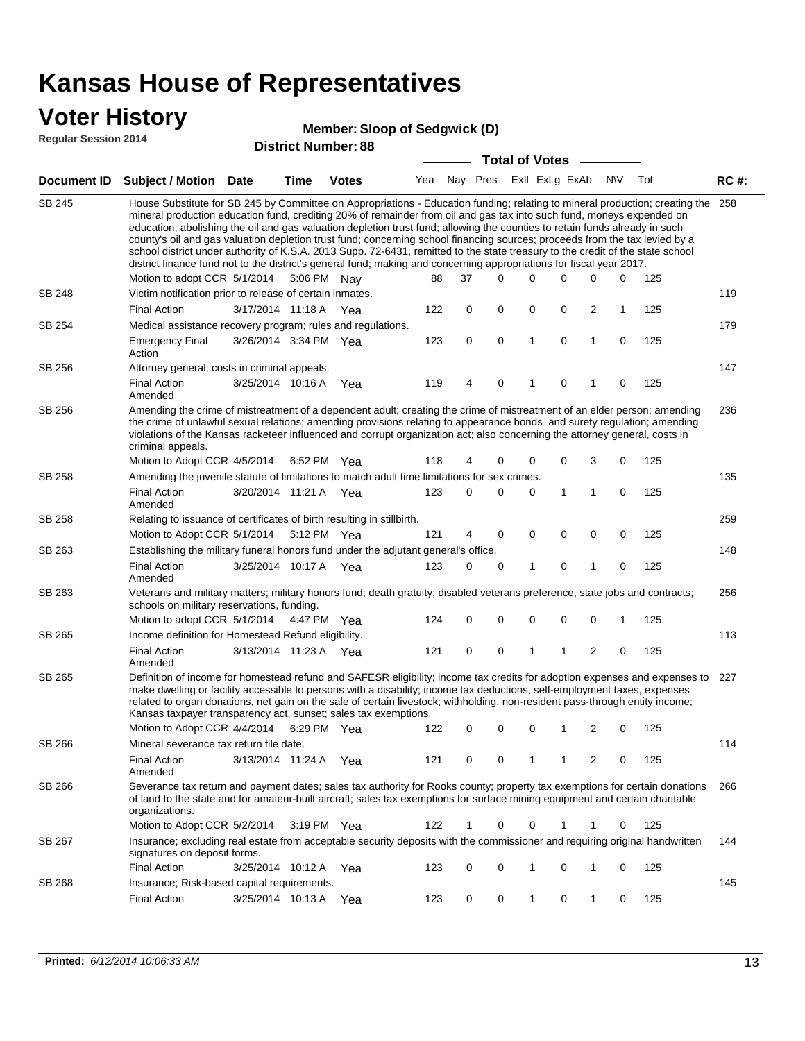# Kansas House of Representatives

## Voter History

**Regular Session 2014**

**Member: Sloop of Sedgwick (D)**

**District Number: 88**

| Document ID | Subject / Motion | Date | Time | Votes | Yea | Nay | Pres | ExII | ExLg | ExAb | N\V | Tot | RC #: |
|---|---|---|---|---|---|---|---|---|---|---|---|---|---|
| SB 245 | House Substitute for SB 245 by Committee on Appropriations - Education funding; relating to mineral production; creating the mineral production education fund, crediting 20% of remainder from oil and gas tax into such fund, moneys expended on education; abolishing the oil and gas valuation depletion trust fund; allowing the counties to retain funds already in such county's oil and gas valuation depletion trust fund; concerning school financing sources; proceeds from the tax levied by a school district under authority of K.S.A. 2013 Supp. 72-6431, remitted to the state treasury to the credit of the state school district finance fund not to the district's general fund; making and concerning appropriations for fiscal year 2017. | | | | | | | | | | | | 258 |
| | Motion to adopt CCR | 5/1/2014 | 5:06 PM | Nay | 88 | 37 | 0 | 0 | 0 | 0 | 0 | 125 | |
| SB 248 | Victim notification prior to release of certain inmates. | | | | | | | | | | | | 119 |
| | Final Action | 3/17/2014 | 11:18 A | Yea | 122 | 0 | 0 | 0 | 0 | 2 | 1 | 125 | |
| SB 254 | Medical assistance recovery program; rules and regulations. | | | | | | | | | | | | 179 |
| | Emergency Final Action | 3/26/2014 | 3:34 PM | Yea | 123 | 0 | 0 | 1 | 0 | 1 | 0 | 125 | |
| SB 256 | Attorney general; costs in criminal appeals. | | | | | | | | | | | | 147 |
| | Final Action Amended | 3/25/2014 | 10:16 A | Yea | 119 | 4 | 0 | 1 | 0 | 1 | 0 | 125 | |
| SB 256 | Amending the crime of mistreatment of a dependent adult; creating the crime of mistreatment of an elder person; amending the crime of unlawful sexual relations; amending provisions relating to appearance bonds and surety regulation; amending violations of the Kansas racketeer influenced and corrupt organization act; also concerning the attorney general, costs in criminal appeals. | | | | | | | | | | | | 236 |
| | Motion to Adopt CCR | 4/5/2014 | 6:52 PM | Yea | 118 | 4 | 0 | 0 | 0 | 3 | 0 | 125 | |
| SB 258 | Amending the juvenile statute of limitations to match adult time limitations for sex crimes. | | | | | | | | | | | | 135 |
| | Final Action Amended | 3/20/2014 | 11:21 A | Yea | 123 | 0 | 0 | 0 | 1 | 1 | 0 | 125 | |
| SB 258 | Relating to issuance of certificates of birth resulting in stillbirth. | | | | | | | | | | | | 259 |
| | Motion to Adopt CCR | 5/1/2014 | 5:12 PM | Yea | 121 | 4 | 0 | 0 | 0 | 0 | 0 | 125 | |
| SB 263 | Establishing the military funeral honors fund under the adjutant general's office. | | | | | | | | | | | | 148 |
| | Final Action Amended | 3/25/2014 | 10:17 A | Yea | 123 | 0 | 0 | 1 | 0 | 1 | 0 | 125 | |
| SB 263 | Veterans and military matters; military honors fund; death gratuity; disabled veterans preference, state jobs and contracts; schools on military reservations, funding. | | | | | | | | | | | | 256 |
| | Motion to adopt CCR | 5/1/2014 | 4:47 PM | Yea | 124 | 0 | 0 | 0 | 0 | 0 | 1 | 125 | |
| SB 265 | Income definition for Homestead Refund eligibility. | | | | | | | | | | | | 113 |
| | Final Action Amended | 3/13/2014 | 11:23 A | Yea | 121 | 0 | 0 | 1 | 1 | 2 | 0 | 125 | |
| SB 265 | Definition of income for homestead refund and SAFESR eligibility; income tax credits for adoption expenses and expenses to make dwelling or facility accessible to persons with a disability; income tax deductions, self-employment taxes, expenses related to organ donations, net gain on the sale of certain livestock; withholding, non-resident pass-through entity income; Kansas taxpayer transparency act, sunset; sales tax exemptions. | | | | | | | | | | | | 227 |
| | Motion to Adopt CCR | 4/4/2014 | 6:29 PM | Yea | 122 | 0 | 0 | 0 | 1 | 2 | 0 | 125 | |
| SB 266 | Mineral severance tax return file date. | | | | | | | | | | | | 114 |
| | Final Action Amended | 3/13/2014 | 11:24 A | Yea | 121 | 0 | 0 | 1 | 1 | 2 | 0 | 125 | |
| SB 266 | Severance tax return and payment dates; sales tax authority for Rooks county; property tax exemptions for certain donations of land to the state and for amateur-built aircraft; sales tax exemptions for surface mining equipment and certain charitable organizations. | | | | | | | | | | | | 266 |
| | Motion to Adopt CCR | 5/2/2014 | 3:19 PM | Yea | 122 | 1 | 0 | 0 | 1 | 1 | 0 | 125 | |
| SB 267 | Insurance; excluding real estate from acceptable security deposits with the commissioner and requiring original handwritten signatures on deposit forms. | | | | | | | | | | | | 144 |
| | Final Action | 3/25/2014 | 10:12 A | Yea | 123 | 0 | 0 | 1 | 0 | 1 | 0 | 125 | |
| SB 268 | Insurance; Risk-based capital requirements. | | | | | | | | | | | | 145 |
| | Final Action | 3/25/2014 | 10:13 A | Yea | 123 | 0 | 0 | 1 | 0 | 1 | 0 | 125 | |

**Printed:** *6/12/2014 10:06:33 AM*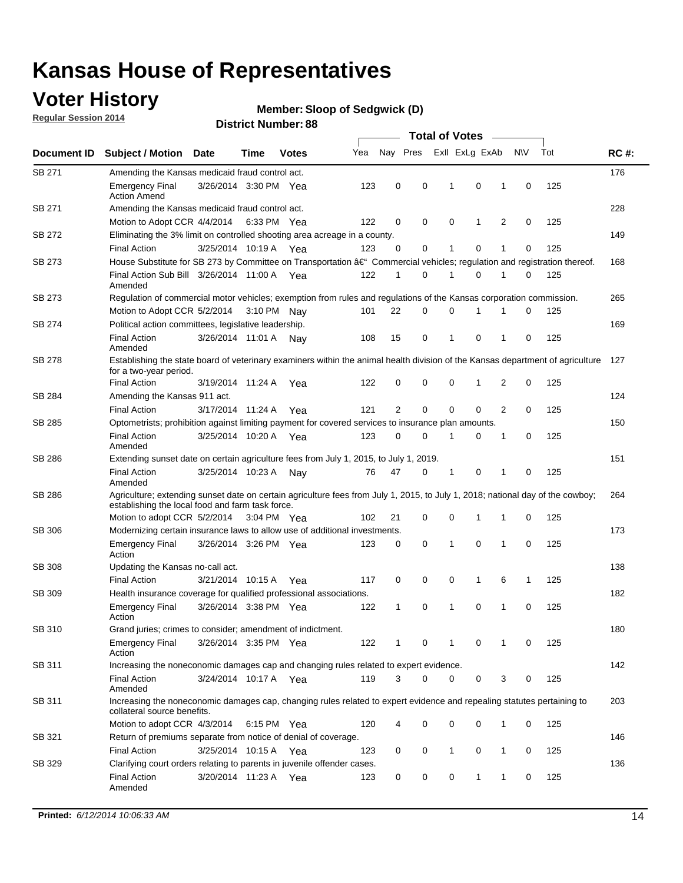# Kansas House of Representatives

## Voter History

**Regular Session 2014**

**Member: Sloop of Sedgwick (D)**

**District Number: 88**

| Document ID | Subject / Motion | Date | Time | Votes | Yea | Nay | Pres | ExII | ExLg | ExAb | N\V | Tot | RC #: |
|---|---|---|---|---|---|---|---|---|---|---|---|---|---|
| SB 271 | Amending the Kansas medicaid fraud control act. | | | | | | | | | | | | 176 |
| | Emergency Final Action Amend | 3/26/2014 | 3:30 PM | Yea | 123 | 0 | 0 | 1 | 0 | 1 | 0 | 125 | |
| SB 271 | Amending the Kansas medicaid fraud control act. | | | | | | | | | | | | 228 |
| | Motion to Adopt CCR | 4/4/2014 | 6:33 PM | Yea | 122 | 0 | 0 | 0 | 1 | 2 | 0 | 125 | |
| SB 272 | Eliminating the 3% limit on controlled shooting area acreage in a county. | | | | | | | | | | | | 149 |
| | Final Action | 3/25/2014 | 10:19 A | Yea | 123 | 0 | 0 | 1 | 0 | 1 | 0 | 125 | |
| SB 273 | House Substitute for SB 273 by Committee on Transportation â€“ Commercial vehicles; regulation and registration thereof. | | | | | | | | | | | | 168 |
| | Final Action Sub Bill Amended | 3/26/2014 | 11:00 A | Yea | 122 | 1 | 0 | 1 | 0 | 1 | 0 | 125 | |
| SB 273 | Regulation of commercial motor vehicles; exemption from rules and regulations of the Kansas corporation commission. | | | | | | | | | | | | 265 |
| | Motion to Adopt CCR | 5/2/2014 | 3:10 PM | Nay | 101 | 22 | 0 | 0 | 1 | 1 | 0 | 125 | |
| SB 274 | Political action committees, legislative leadership. | | | | | | | | | | | | 169 |
| | Final Action Amended | 3/26/2014 | 11:01 A | Nay | 108 | 15 | 0 | 1 | 0 | 1 | 0 | 125 | |
| SB 278 | Establishing the state board of veterinary examiners within the animal health division of the Kansas department of agriculture for a two-year period. | | | | | | | | | | | | 127 |
| | Final Action | 3/19/2014 | 11:24 A | Yea | 122 | 0 | 0 | 0 | 1 | 2 | 0 | 125 | |
| SB 284 | Amending the Kansas 911 act. | | | | | | | | | | | | 124 |
| | Final Action | 3/17/2014 | 11:24 A | Yea | 121 | 2 | 0 | 0 | 0 | 2 | 0 | 125 | |
| SB 285 | Optometrists; prohibition against limiting payment for covered services to insurance plan amounts. | | | | | | | | | | | | 150 |
| | Final Action Amended | 3/25/2014 | 10:20 A | Yea | 123 | 0 | 0 | 1 | 0 | 1 | 0 | 125 | |
| SB 286 | Extending sunset date on certain agriculture fees from July 1, 2015, to July 1, 2019. | | | | | | | | | | | | 151 |
| | Final Action Amended | 3/25/2014 | 10:23 A | Nay | 76 | 47 | 0 | 1 | 0 | 1 | 0 | 125 | |
| SB 286 | Agriculture; extending sunset date on certain agriculture fees from July 1, 2015, to July 1, 2018; national day of the cowboy; establishing the local food and farm task force. | | | | | | | | | | | | 264 |
| | Motion to adopt CCR | 5/2/2014 | 3:04 PM | Yea | 102 | 21 | 0 | 0 | 1 | 1 | 0 | 125 | |
| SB 306 | Modernizing certain insurance laws to allow use of additional investments. | | | | | | | | | | | | 173 |
| | Emergency Final Action | 3/26/2014 | 3:26 PM | Yea | 123 | 0 | 0 | 1 | 0 | 1 | 0 | 125 | |
| SB 308 | Updating the Kansas no-call act. | | | | | | | | | | | | 138 |
| | Final Action | 3/21/2014 | 10:15 A | Yea | 117 | 0 | 0 | 0 | 1 | 6 | 1 | 125 | |
| SB 309 | Health insurance coverage for qualified professional associations. | | | | | | | | | | | | 182 |
| | Emergency Final Action | 3/26/2014 | 3:38 PM | Yea | 122 | 1 | 0 | 1 | 0 | 1 | 0 | 125 | |
| SB 310 | Grand juries; crimes to consider; amendment of indictment. | | | | | | | | | | | | 180 |
| | Emergency Final Action | 3/26/2014 | 3:35 PM | Yea | 122 | 1 | 0 | 1 | 0 | 1 | 0 | 125 | |
| SB 311 | Increasing the noneconomic damages cap and changing rules related to expert evidence. | | | | | | | | | | | | 142 |
| | Final Action Amended | 3/24/2014 | 10:17 A | Yea | 119 | 3 | 0 | 0 | 0 | 3 | 0 | 125 | |
| SB 311 | Increasing the noneconomic damages cap, changing rules related to expert evidence and repealing statutes pertaining to collateral source benefits. | | | | | | | | | | | | 203 |
| | Motion to adopt CCR | 4/3/2014 | 6:15 PM | Yea | 120 | 4 | 0 | 0 | 0 | 1 | 0 | 125 | |
| SB 321 | Return of premiums separate from notice of denial of coverage. | | | | | | | | | | | | 146 |
| | Final Action | 3/25/2014 | 10:15 A | Yea | 123 | 0 | 0 | 1 | 0 | 1 | 0 | 125 | |
| SB 329 | Clarifying court orders relating to parents in juvenile offender cases. | | | | | | | | | | | | 136 |
| | Final Action Amended | 3/20/2014 | 11:23 A | Yea | 123 | 0 | 0 | 0 | 1 | 1 | 0 | 125 | |

**Printed:** *6/12/2014 10:06:33 AM*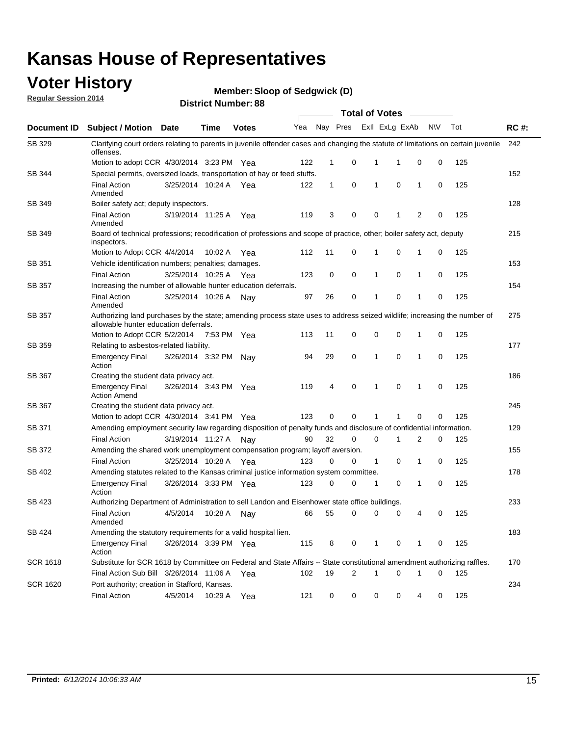# Kansas House of Representatives

## Voter History

**Regular Session 2014**

**Member: Sloop of Sedgwick (D)**

**District Number: 88**

| Document ID | Subject / Motion | Date | Time | Votes | Yea | Nay | Pres | ExII | ExLg | ExAb | N\V | Tot | RC #: |
|---|---|---|---|---|---|---|---|---|---|---|---|---|---|
| SB 329 | Clarifying court orders relating to parents in juvenile offender cases and changing the statute of limitations on certain juvenile offenses. | | | | | | | | | | | | 242 |
| | Motion to adopt CCR | 4/30/2014 | 3:23 PM | Yea | 122 | 1 | 0 | 1 | 1 | 0 | 0 | 125 | |
| SB 344 | Special permits, oversized loads, transportation of hay or feed stuffs. | | | | | | | | | | | | 152 |
| | Final Action Amended | 3/25/2014 | 10:24 A | Yea | 122 | 1 | 0 | 1 | 0 | 1 | 0 | 125 | |
| SB 349 | Boiler safety act; deputy inspectors. | | | | | | | | | | | | 128 |
| | Final Action Amended | 3/19/2014 | 11:25 A | Yea | 119 | 3 | 0 | 0 | 1 | 2 | 0 | 125 | |
| SB 349 | Board of technical professions; recodification of professions and scope of practice, other; boiler safety act, deputy inspectors. | | | | | | | | | | | | 215 |
| | Motion to Adopt CCR | 4/4/2014 | 10:02 A | Yea | 112 | 11 | 0 | 1 | 0 | 1 | 0 | 125 | |
| SB 351 | Vehicle identification numbers; penalties; damages. | | | | | | | | | | | | 153 |
| | Final Action | 3/25/2014 | 10:25 A | Yea | 123 | 0 | 0 | 1 | 0 | 1 | 0 | 125 | |
| SB 357 | Increasing the number of allowable hunter education deferrals. | | | | | | | | | | | | 154 |
| | Final Action Amended | 3/25/2014 | 10:26 A | Nay | 97 | 26 | 0 | 1 | 0 | 1 | 0 | 125 | |
| SB 357 | Authorizing land purchases by the state; amending process state uses to address seized wildlife; increasing the number of allowable hunter education deferrals. | | | | | | | | | | | | 275 |
| | Motion to Adopt CCR | 5/2/2014 | 7:53 PM | Yea | 113 | 11 | 0 | 0 | 0 | 1 | 0 | 125 | |
| SB 359 | Relating to asbestos-related liability. | | | | | | | | | | | | 177 |
| | Emergency Final Action | 3/26/2014 | 3:32 PM | Nay | 94 | 29 | 0 | 1 | 0 | 1 | 0 | 125 | |
| SB 367 | Creating the student data privacy act. | | | | | | | | | | | | 186 |
| | Emergency Final Action Amend | 3/26/2014 | 3:43 PM | Yea | 119 | 4 | 0 | 1 | 0 | 1 | 0 | 125 | |
| SB 367 | Creating the student data privacy act. | | | | | | | | | | | | 245 |
| | Motion to adopt CCR | 4/30/2014 | 3:41 PM | Yea | 123 | 0 | 0 | 1 | 1 | 0 | 0 | 125 | |
| SB 371 | Amending employment security law regarding disposition of penalty funds and disclosure of confidential information. | | | | | | | | | | | | 129 |
| | Final Action | 3/19/2014 | 11:27 A | Nay | 90 | 32 | 0 | 0 | 1 | 2 | 0 | 125 | |
| SB 372 | Amending the shared work unemployment compensation program; layoff aversion. | | | | | | | | | | | | 155 |
| | Final Action | 3/25/2014 | 10:28 A | Yea | 123 | 0 | 0 | 1 | 0 | 1 | 0 | 125 | |
| SB 402 | Amending statutes related to the Kansas criminal justice information system committee. | | | | | | | | | | | | 178 |
| | Emergency Final Action | 3/26/2014 | 3:33 PM | Yea | 123 | 0 | 0 | 1 | 0 | 1 | 0 | 125 | |
| SB 423 | Authorizing Department of Administration to sell Landon and Eisenhower state office buildings. | | | | | | | | | | | | 233 |
| | Final Action Amended | 4/5/2014 | 10:28 A | Nay | 66 | 55 | 0 | 0 | 0 | 4 | 0 | 125 | |
| SB 424 | Amending the statutory requirements for a valid hospital lien. | | | | | | | | | | | | 183 |
| | Emergency Final Action | 3/26/2014 | 3:39 PM | Yea | 115 | 8 | 0 | 1 | 0 | 1 | 0 | 125 | |
| SCR 1618 | Substitute for SCR 1618 by Committee on Federal and State Affairs -- State constitutional amendment authorizing raffles. | | | | | | | | | | | | 170 |
| | Final Action Sub Bill | 3/26/2014 | 11:06 A | Yea | 102 | 19 | 2 | 1 | 0 | 1 | 0 | 125 | |
| SCR 1620 | Port authority; creation in Stafford, Kansas. | | | | | | | | | | | | 234 |
| | Final Action | 4/5/2014 | 10:29 A | Yea | 121 | 0 | 0 | 0 | 0 | 4 | 0 | 125 | |

**Printed:** *6/12/2014 10:06:33 AM*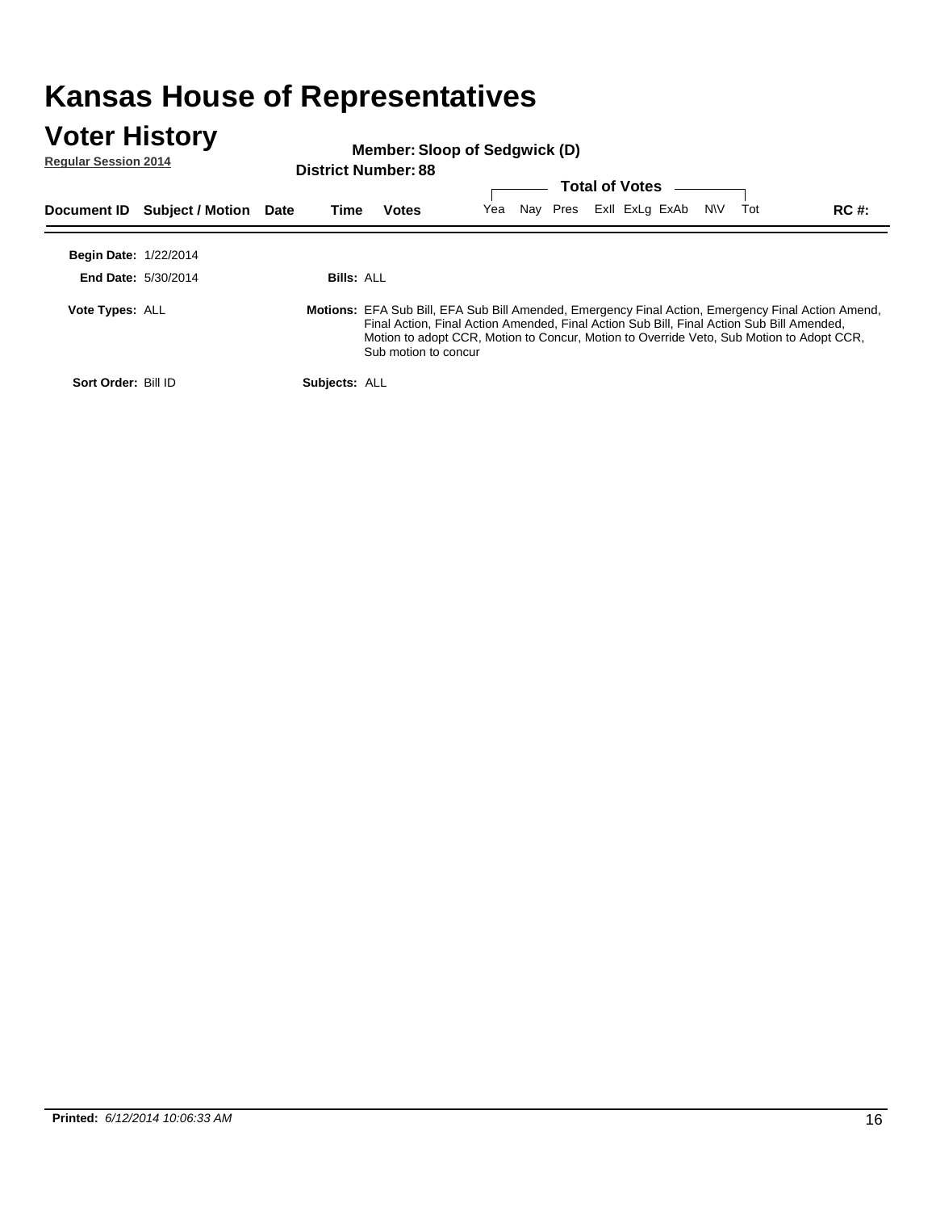# Kansas House of Representatives

## Voter History

**Regular Session 2014**

**Member: Sloop of Sedgwick (D)**

**District Number: 88**

| Document ID | Subject / Motion | Date | Time | Votes | Yea | Nay | Pres | ExII | ExLg | ExAb | N\V | Tot | RC #: |
|---|---|---|---|---|---|---|---|---|---|---|---|---|---|

(Yea through Tot grouped under: Total of Votes)

**Begin Date:** 1/22/2014

**End Date:** 5/30/2014

**Bills:** ALL

**Vote Types:** ALL

**Motions:** EFA Sub Bill, EFA Sub Bill Amended, Emergency Final Action, Emergency Final Action Amend, Final Action, Final Action Amended, Final Action Sub Bill, Final Action Sub Bill Amended, Motion to adopt CCR, Motion to Concur, Motion to Override Veto, Sub Motion to Adopt CCR, Sub motion to concur

**Sort Order:** Bill ID

**Subjects:** ALL

**Printed:** *6/12/2014 10:06:33 AM*